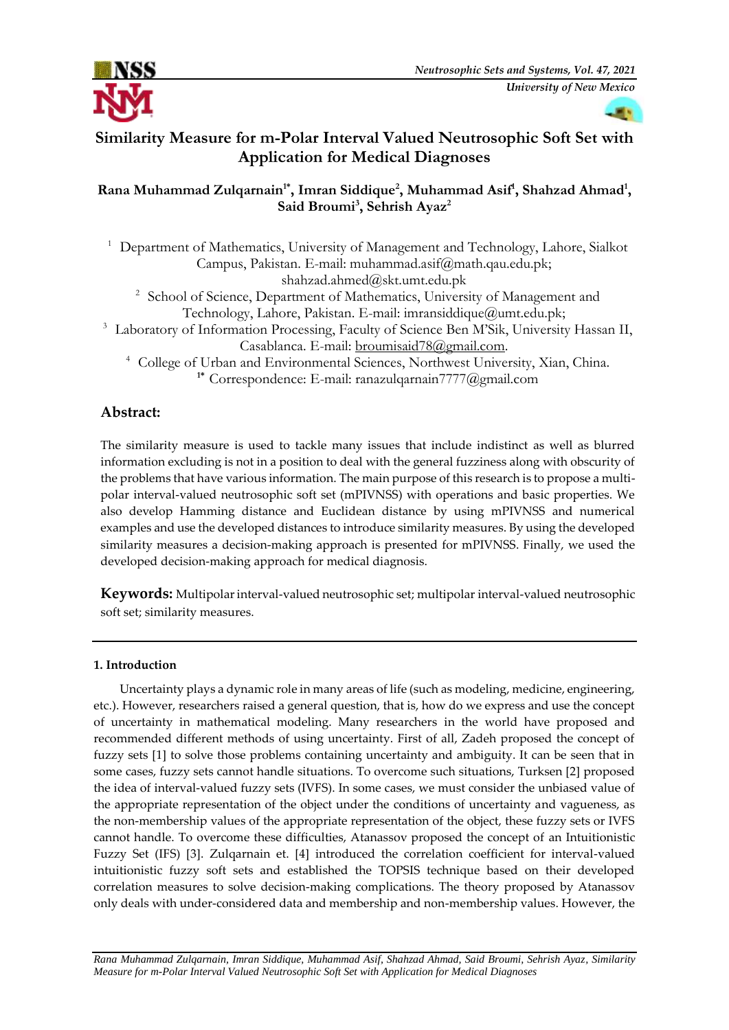# Similarity Measure for m-Polar Interval Valued Neutrosophic Soft Set with Application for Medical Diagnoses

**Rana Muhammad Zulqarnain[1*], Imran Siddique[2], Muhammad Asif[1], Shahzad Ahmad[1], Said Broumi[3], Sehrish Ayaz[2]**

[1] Department of Mathematics, University of Management and Technology, Lahore, Sialkot Campus, Pakistan. E-mail: muhammad.asif@math.qau.edu.pk; shahzad.ahmed@skt.umt.edu.pk

[2] School of Science, Department of Mathematics, University of Management and Technology, Lahore, Pakistan. E-mail: imransiddique@umt.edu.pk;

[3] Laboratory of Information Processing, Faculty of Science Ben M'Sik, University Hassan II, Casablanca. E-mail: broumisaid78@gmail.com.

[4] College of Urban and Environmental Sciences, Northwest University, Xian, China.

[1*] Correspondence: E-mail: ranazulqarnain7777@gmail.com

## Abstract:

The similarity measure is used to tackle many issues that include indistinct as well as blurred information excluding is not in a position to deal with the general fuzziness along with obscurity of the problems that have various information. The main purpose of this research is to propose a multi-polar interval-valued neutrosophic soft set (mPIVNSS) with operations and basic properties. We also develop Hamming distance and Euclidean distance by using mPIVNSS and numerical examples and use the developed distances to introduce similarity measures. By using the developed similarity measures a decision-making approach is presented for mPIVNSS. Finally, we used the developed decision-making approach for medical diagnosis.

**Keywords:** Multipolar interval-valued neutrosophic set; multipolar interval-valued neutrosophic soft set; similarity measures.

### 1. Introduction

Uncertainty plays a dynamic role in many areas of life (such as modeling, medicine, engineering, etc.). However, researchers raised a general question, that is, how do we express and use the concept of uncertainty in mathematical modeling. Many researchers in the world have proposed and recommended different methods of using uncertainty. First of all, Zadeh proposed the concept of fuzzy sets [1] to solve those problems containing uncertainty and ambiguity. It can be seen that in some cases, fuzzy sets cannot handle situations. To overcome such situations, Turksen [2] proposed the idea of interval-valued fuzzy sets (IVFS). In some cases, we must consider the unbiased value of the appropriate representation of the object under the conditions of uncertainty and vagueness, as the non-membership values of the appropriate representation of the object, these fuzzy sets or IVFS cannot handle. To overcome these difficulties, Atanassov proposed the concept of an Intuitionistic Fuzzy Set (IFS) [3]. Zulqarnain et. [4] introduced the correlation coefficient for interval-valued intuitionistic fuzzy soft sets and established the TOPSIS technique based on their developed correlation measures to solve decision-making complications. The theory proposed by Atanassov only deals with under-considered data and membership and non-membership values. However, the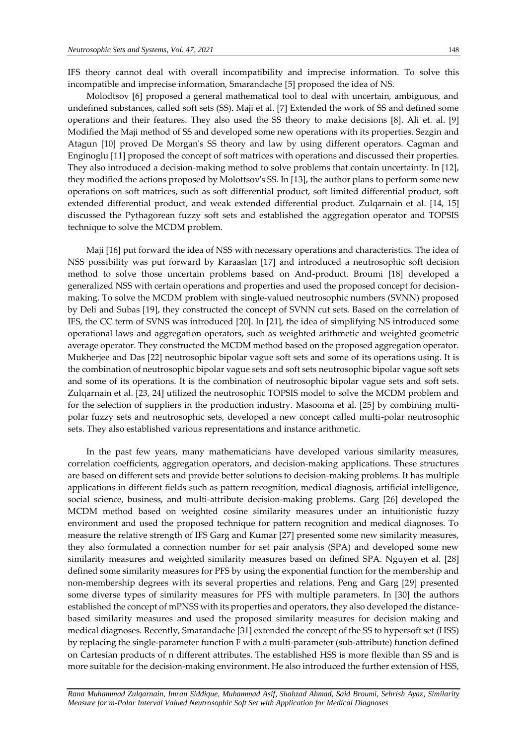IFS theory cannot deal with overall incompatibility and imprecise information. To solve this incompatible and imprecise information, Smarandache [5] proposed the idea of NS.

Molodtsov [6] proposed a general mathematical tool to deal with uncertain, ambiguous, and undefined substances, called soft sets (SS). Maji et al. [7] Extended the work of SS and defined some operations and their features. They also used the SS theory to make decisions [8]. Ali et. al. [9] Modified the Maji method of SS and developed some new operations with its properties. Sezgin and Atagun [10] proved De Morgan's SS theory and law by using different operators. Cagman and Enginoglu [11] proposed the concept of soft matrices with operations and discussed their properties. They also introduced a decision-making method to solve problems that contain uncertainty. In [12], they modified the actions proposed by Molottsov's SS. In [13], the author plans to perform some new operations on soft matrices, such as soft differential product, soft limited differential product, soft extended differential product, and weak extended differential product. Zulqarnain et al. [14, 15] discussed the Pythagorean fuzzy soft sets and established the aggregation operator and TOPSIS technique to solve the MCDM problem.

Maji [16] put forward the idea of NSS with necessary operations and characteristics. The idea of NSS possibility was put forward by Karaaslan [17] and introduced a neutrosophic soft decision method to solve those uncertain problems based on And-product. Broumi [18] developed a generalized NSS with certain operations and properties and used the proposed concept for decision-making. To solve the MCDM problem with single-valued neutrosophic numbers (SVNN) proposed by Deli and Subas [19], they constructed the concept of SVNN cut sets. Based on the correlation of IFS, the CC term of SVNS was introduced [20]. In [21], the idea of simplifying NS introduced some operational laws and aggregation operators, such as weighted arithmetic and weighted geometric average operator. They constructed the MCDM method based on the proposed aggregation operator. Mukherjee and Das [22] neutrosophic bipolar vague soft sets and some of its operations using. It is the combination of neutrosophic bipolar vague sets and soft sets neutrosophic bipolar vague soft sets and some of its operations. It is the combination of neutrosophic bipolar vague sets and soft sets. Zulqarnain et al. [23, 24] utilized the neutrosophic TOPSIS model to solve the MCDM problem and for the selection of suppliers in the production industry. Masooma et al. [25] by combining multi-polar fuzzy sets and neutrosophic sets, developed a new concept called multi-polar neutrosophic sets. They also established various representations and instance arithmetic.

In the past few years, many mathematicians have developed various similarity measures, correlation coefficients, aggregation operators, and decision-making applications. These structures are based on different sets and provide better solutions to decision-making problems. It has multiple applications in different fields such as pattern recognition, medical diagnosis, artificial intelligence, social science, business, and multi-attribute decision-making problems. Garg [26] developed the MCDM method based on weighted cosine similarity measures under an intuitionistic fuzzy environment and used the proposed technique for pattern recognition and medical diagnoses. To measure the relative strength of IFS Garg and Kumar [27] presented some new similarity measures, they also formulated a connection number for set pair analysis (SPA) and developed some new similarity measures and weighted similarity measures based on defined SPA. Nguyen et al. [28] defined some similarity measures for PFS by using the exponential function for the membership and non-membership degrees with its several properties and relations. Peng and Garg [29] presented some diverse types of similarity measures for PFS with multiple parameters. In [30] the authors established the concept of mPNSS with its properties and operators, they also developed the distance-based similarity measures and used the proposed similarity measures for decision making and medical diagnoses. Recently, Smarandache [31] extended the concept of the SS to hypersoft set (HSS) by replacing the single-parameter function F with a multi-parameter (sub-attribute) function defined on Cartesian products of n different attributes. The established HSS is more flexible than SS and is more suitable for the decision-making environment. He also introduced the further extension of HSS,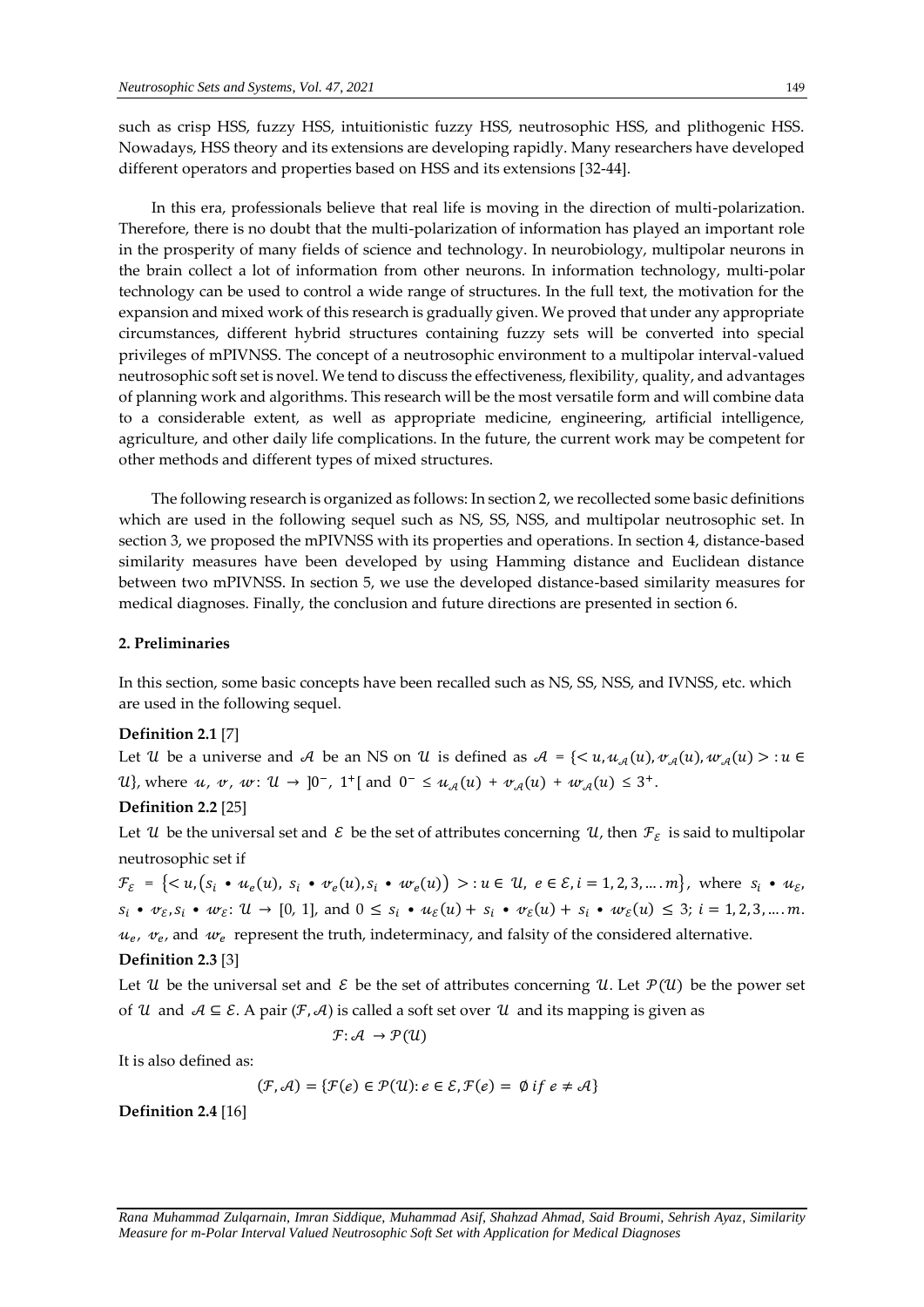such as crisp HSS, fuzzy HSS, intuitionistic fuzzy HSS, neutrosophic HSS, and plithogenic HSS. Nowadays, HSS theory and its extensions are developing rapidly. Many researchers have developed different operators and properties based on HSS and its extensions [32-44].

In this era, professionals believe that real life is moving in the direction of multi-polarization. Therefore, there is no doubt that the multi-polarization of information has played an important role in the prosperity of many fields of science and technology. In neurobiology, multipolar neurons in the brain collect a lot of information from other neurons. In information technology, multi-polar technology can be used to control a wide range of structures. In the full text, the motivation for the expansion and mixed work of this research is gradually given. We proved that under any appropriate circumstances, different hybrid structures containing fuzzy sets will be converted into special privileges of mPIVNSS. The concept of a neutrosophic environment to a multipolar interval-valued neutrosophic soft set is novel. We tend to discuss the effectiveness, flexibility, quality, and advantages of planning work and algorithms. This research will be the most versatile form and will combine data to a considerable extent, as well as appropriate medicine, engineering, artificial intelligence, agriculture, and other daily life complications. In the future, the current work may be competent for other methods and different types of mixed structures.

The following research is organized as follows: In section 2, we recollected some basic definitions which are used in the following sequel such as NS, SS, NSS, and multipolar neutrosophic set. In section 3, we proposed the mPIVNSS with its properties and operations. In section 4, distance-based similarity measures have been developed by using Hamming distance and Euclidean distance between two mPIVNSS. In section 5, we use the developed distance-based similarity measures for medical diagnoses. Finally, the conclusion and future directions are presented in section 6.

## 2. Preliminaries

In this section, some basic concepts have been recalled such as NS, SS, NSS, and IVNSS, etc. which are used in the following sequel.

**Definition 2.1** [7]

Let $\mathcal{U}$ be a universe and $\mathcal{A}$ be an NS on $\mathcal{U}$ is defined as $\mathcal{A} = \{< u, u_{\mathcal{A}}(u), v_{\mathcal{A}}(u), w_{\mathcal{A}}(u) > : u \in \mathcal{U}\}$, where $u,\ v,\ w: \mathcal{U} \rightarrow\ ]0^-,\ 1^+[$ and $0^- \leq u_{\mathcal{A}}(u) + v_{\mathcal{A}}(u) + w_{\mathcal{A}}(u) \leq 3^+$.

**Definition 2.2** [25]

Let $\mathcal{U}$ be the universal set and $\mathcal{E}$ be the set of attributes concerning $\mathcal{U}$, then $\mathcal{F}_{\mathcal{E}}$ is said to multipolar neutrosophic set if

$\mathcal{F}_{\mathcal{E}} = \{< u, (s_i \bullet u_e(u),\ s_i \bullet v_e(u), s_i \bullet w_e(u)) > : u \in \mathcal{U},\ e \in \mathcal{E}, i = 1, 2, 3, \ldots . m\}$, where $s_i \bullet u_{\mathcal{E}}$, $s_i \bullet v_{\mathcal{E}}, s_i \bullet w_{\mathcal{E}}: \mathcal{U} \rightarrow [0,\ 1]$, and $0 \leq s_i \bullet u_{\mathcal{E}}(u) + s_i \bullet v_{\mathcal{E}}(u) + s_i \bullet w_{\mathcal{E}}(u) \leq 3;\ i = 1, 2, 3, \ldots . m$. $u_e$, $v_e$, and $w_e$ represent the truth, indeterminacy, and falsity of the considered alternative.

**Definition 2.3** [3]

Let $\mathcal{U}$ be the universal set and $\mathcal{E}$ be the set of attributes concerning $\mathcal{U}$. Let $\mathcal{P}(\mathcal{U})$ be the power set of $\mathcal{U}$ and $\mathcal{A} \subseteq \mathcal{E}$. A pair $(\mathcal{F}, \mathcal{A})$ is called a soft set over $\mathcal{U}$ and its mapping is given as

$$\mathcal{F}: \mathcal{A} \rightarrow \mathcal{P}(\mathcal{U})$$

It is also defined as:

$$(\mathcal{F}, \mathcal{A}) = \{\mathcal{F}(e) \in \mathcal{P}(\mathcal{U}): e \in \mathcal{E}, \mathcal{F}(e) = \emptyset \ if \ e \neq \mathcal{A}\}$$

**Definition 2.4** [16]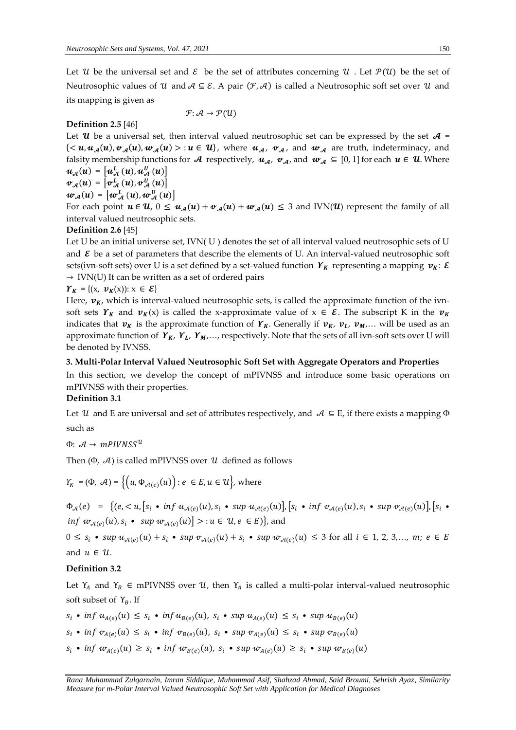Let $\mathcal{U}$ be the universal set and $\mathcal{E}$ be the set of attributes concerning $\mathcal{U}$ . Let $\mathcal{P}(\mathcal{U})$ be the set of Neutrosophic values of $\mathcal{U}$ and $\mathcal{A} \subseteq \mathcal{E}$. A pair $(\mathcal{F}, \mathcal{A})$ is called a Neutrosophic soft set over $\mathcal{U}$ and its mapping is given as

$$\mathcal{F}: \mathcal{A} \rightarrow \mathcal{P}(\mathcal{U})$$

**Definition 2.5** [46]

Let $\boldsymbol{\mathcal{U}}$ be a universal set, then interval valued neutrosophic set can be expressed by the set $\boldsymbol{\mathcal{A}}$ = $\{< \boldsymbol{u}, \boldsymbol{u}_{\mathcal{A}}(\boldsymbol{u}), \boldsymbol{v}_{\mathcal{A}}(\boldsymbol{u}), \boldsymbol{w}_{\mathcal{A}}(\boldsymbol{u}) > : \boldsymbol{u} \in \boldsymbol{\mathcal{U}}\}$, where $\boldsymbol{u}_{\mathcal{A}}$, $\boldsymbol{v}_{\mathcal{A}}$, and $\boldsymbol{w}_{\mathcal{A}}$ are truth, indeterminacy, and falsity membership functions for $\boldsymbol{\mathcal{A}}$ respectively, $\boldsymbol{u}_{\mathcal{A}}$, $\boldsymbol{v}_{\mathcal{A}}$, and $\boldsymbol{w}_{\mathcal{A}} \subseteq [0, 1]$ for each $\boldsymbol{u} \in \boldsymbol{\mathcal{U}}$. Where

$\boldsymbol{u}_{\mathcal{A}}(\boldsymbol{u}) = [\boldsymbol{u}^L_{\mathcal{A}}(\boldsymbol{u}), \boldsymbol{u}^U_{\mathcal{A}}(\boldsymbol{u})]$

$\boldsymbol{v}_{\mathcal{A}}(\boldsymbol{u}) = [\boldsymbol{v}^L_{\mathcal{A}}(\boldsymbol{u}), \boldsymbol{v}^U_{\mathcal{A}}(\boldsymbol{u})]$

$\boldsymbol{w}_{\mathcal{A}}(\boldsymbol{u}) = [\boldsymbol{w}^L_{\mathcal{A}}(\boldsymbol{u}), \boldsymbol{w}^U_{\mathcal{A}}(\boldsymbol{u})]$

For each point $\boldsymbol{u} \in \boldsymbol{\mathcal{U}}$, $0 \leq \boldsymbol{u}_{\mathcal{A}}(\boldsymbol{u}) + \boldsymbol{v}_{\mathcal{A}}(\boldsymbol{u}) + \boldsymbol{w}_{\mathcal{A}}(\boldsymbol{u}) \leq 3$ and IVN($\boldsymbol{\mathcal{U}}$) represent the family of all interval valued neutrosophic sets.

**Definition 2.6** [45]

Let U be an initial universe set, IVN( U ) denotes the set of all interval valued neutrosophic sets of U and $\boldsymbol{\mathcal{E}}$ be a set of parameters that describe the elements of U. An interval-valued neutrosophic soft sets(ivn-soft sets) over U is a set defined by a set-valued function $\boldsymbol{\Upsilon_K}$ representing a mapping $\boldsymbol{v_K}$: $\boldsymbol{\mathcal{E}}$ $\rightarrow$ IVN(U) It can be written as a set of ordered pairs

$\boldsymbol{\Upsilon_K}$ = {(x, $\boldsymbol{v_K}$(x)): x $\in$ $\boldsymbol{\mathcal{E}}$}

Here, $\boldsymbol{v_K}$, which is interval-valued neutrosophic sets, is called the approximate function of the ivn-soft sets $\boldsymbol{\Upsilon_K}$ and $\boldsymbol{v_K}$(x) is called the x-approximate value of x $\in$ $\boldsymbol{\mathcal{E}}$. The subscript K in the $\boldsymbol{v_K}$ indicates that $\boldsymbol{v_K}$ is the approximate function of $\boldsymbol{\Upsilon_K}$. Generally if $\boldsymbol{v_K}$, $\boldsymbol{v_L}$, $\boldsymbol{v_M}$,… will be used as an approximate function of $\boldsymbol{\Upsilon_K}$, $\boldsymbol{\Upsilon_L}$, $\boldsymbol{\Upsilon_M}$,…, respectively. Note that the sets of all ivn-soft sets over U will be denoted by IVNSS.

## 3. Multi-Polar Interval Valued Neutrosophic Soft Set with Aggregate Operators and Properties

In this section, we develop the concept of mPIVNSS and introduce some basic operations on mPIVNSS with their properties.

**Definition 3.1**

Let $\mathcal{U}$ and E are universal and set of attributes respectively, and $\mathcal{A} \subseteq$ E, if there exists a mapping $\Phi$ such as

$\Phi$: $\mathcal{A} \rightarrow mPIVNSS^{\mathcal{U}}$

Then ($\Phi$, $\mathcal{A}$) is called mPIVNSS over $\mathcal{U}$ defined as follows

$\Upsilon_K$ = ($\Phi$, $\mathcal{A}$) = $\left\{\left(u, \Phi_{\mathcal{A}(e)}(u)\right) : e \in E, u \in \mathcal{U}\right\}$, where

$\Phi_{\mathcal{A}}(e) = \{(e, < u, [s_i \bullet inf\ u_{\mathcal{A}(e)}(u), s_i \bullet sup\ u_{\mathcal{A}(e)}(u)], [s_i \bullet inf\ v_{\mathcal{A}(e)}(u), s_i \bullet sup\ v_{\mathcal{A}(e)}(u)], [s_i \bullet inf\ w_{\mathcal{A}(e)}(u), s_i \bullet sup\ w_{\mathcal{A}(e)}(u)] > : u \in \mathcal{U}, e \in E)\}$, and

$0 \leq s_i \bullet sup\ u_{\mathcal{A}(e)}(u) + s_i \bullet sup\ v_{\mathcal{A}(e)}(u) + s_i \bullet sup\ w_{\mathcal{A}(e)}(u) \leq 3$ for all $i \in$ 1, 2, 3,…, $m$; $e \in E$ and $u \in \mathcal{U}$.

**Definition 3.2**

Let $\Upsilon_A$ and $\Upsilon_B \in$ mPIVNSS over $\mathcal{U}$, then $\Upsilon_A$ is called a multi-polar interval-valued neutrosophic soft subset of $\Upsilon_B$. If

$s_i \bullet inf\ u_{A(e)}(u) \leq s_i \bullet inf\ u_{B(e)}(u)$, $s_i \bullet sup\ u_{A(e)}(u) \leq s_i \bullet sup\ u_{B(e)}(u)$

$s_i \bullet inf\ v_{A(e)}(u) \leq s_i \bullet inf\ v_{B(e)}(u)$, $s_i \bullet sup\ v_{A(e)}(u) \leq s_i \bullet sup\ v_{B(e)}(u)$

$s_i \bullet inf\ w_{A(e)}(u) \geq s_i \bullet inf\ w_{B(e)}(u)$, $s_i \bullet sup\ w_{A(e)}(u) \geq s_i \bullet sup\ w_{B(e)}(u)$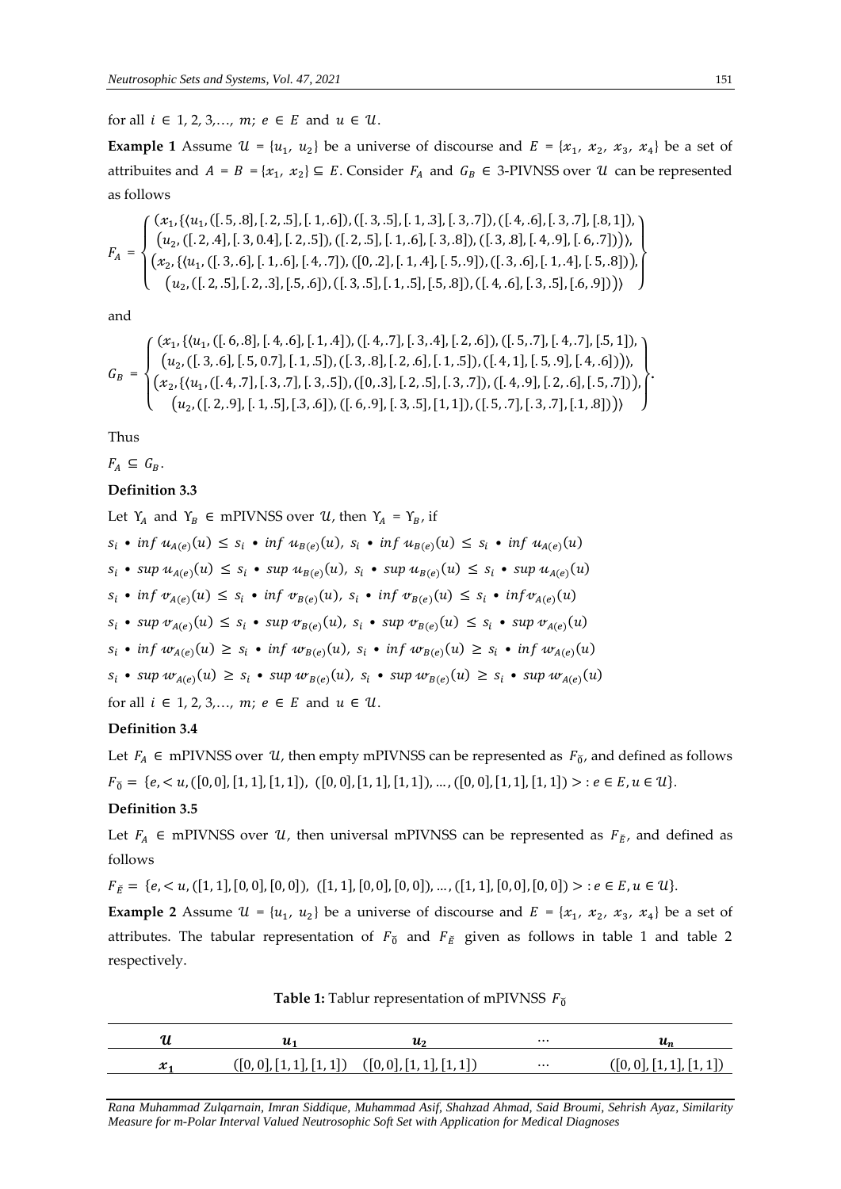for all $i \in 1, 2, 3, \ldots, m$; $e \in E$ and $u \in \mathcal{U}$.

**Example 1** Assume $\mathcal{U} = \{u_1, u_2\}$ be a universe of discourse and $E = \{x_1, x_2, x_3, x_4\}$ be a set of attribuites and $A = B = \{x_1, x_2\} \subseteq E$. Consider $F_A$ and $G_B \in$ 3-PIVNSS over $\mathcal{U}$ can be represented as follows

$$F_A = \left\{ \begin{array}{c} (x_1, \{\langle u_1, ([.5,.8],[.2,.5],[.1,.6]), ([.3,.5],[.1,.3],[.3,.7]), ([.4,.6],[.3,.7],[.8,1]), \\ (u_2, ([.2,.4],[.3,0.4],[.2,.5]), ([.2,.5],[.1,.6],[.3,.8]), ([.3,.8],[.4,.9],[.6,.7])\rangle\}, \\ (x_2, \{\langle u_1, ([.3,.6],[.1,.6],[.4,.7]), ([0,.2],[.1,.4],[.5,.9]), ([.3,.6],[.1,.4],[.5,.8])\rangle, \\ (u_2, ([.2,.5],[.2,.3],[.5,.6]), ([.3,.5],[.1,.5],[.5,.8]), ([.4,.6],[.3,.5],[.6,.9])\rangle\} \end{array} \right\}$$

and

$$G_B = \left\{ \begin{array}{c} (x_1, \{\langle u_1, ([.6,.8],[.4,.6],[.1,.4]), ([.4,.7],[.3,.4],[.2,.6]), ([.5,.7],[.4,.7],[.5,1]), \\ (u_2, ([.3,.6],[.5,0.7],[.1,.5]), ([.3,.8],[.2,.6],[.1,.5]), ([.4,1],[.5,.9],[.4,.6])\rangle\}, \\ (x_2, \{\langle u_1, ([.4,.7],[.3,.7],[.3,.5]), ([0,.3],[.2,.5],[.3,.7]), ([.4,.9],[.2,.6],[.5,.7])\rangle, \\ (u_2, ([.2,.9],[.1,.5],[.3,.6]), ([.6,.9],[.3,.5],[1,1]), ([.5,.7],[.3,.7],[.1,.8])\rangle\} \end{array} \right\}.$$

Thus

$F_A \subseteq G_B$.

**Definition 3.3**

Let $\Upsilon_A$ and $\Upsilon_B \in$ mPIVNSS over $\mathcal{U}$, then $\Upsilon_A = \Upsilon_B$, if

$s_i \bullet \inf u_{A(e)}(u) \leq s_i \bullet \inf u_{B(e)}(u)$, $s_i \bullet \inf u_{B(e)}(u) \leq s_i \bullet \inf u_{A(e)}(u)$

$s_i \bullet \sup u_{A(e)}(u) \leq s_i \bullet \sup u_{B(e)}(u)$, $s_i \bullet \sup u_{B(e)}(u) \leq s_i \bullet \sup u_{A(e)}(u)$

$s_i \bullet \inf v_{A(e)}(u) \leq s_i \bullet \inf v_{B(e)}(u)$, $s_i \bullet \inf v_{B(e)}(u) \leq s_i \bullet \inf v_{A(e)}(u)$

$s_i \bullet \sup v_{A(e)}(u) \leq s_i \bullet \sup v_{B(e)}(u)$, $s_i \bullet \sup v_{B(e)}(u) \leq s_i \bullet \sup v_{A(e)}(u)$

$s_i \bullet \inf w_{A(e)}(u) \geq s_i \bullet \inf w_{B(e)}(u)$, $s_i \bullet \inf w_{B(e)}(u) \geq s_i \bullet \inf w_{A(e)}(u)$

$s_i \bullet \sup w_{A(e)}(u) \geq s_i \bullet \sup w_{B(e)}(u)$, $s_i \bullet \sup w_{B(e)}(u) \geq s_i \bullet \sup w_{A(e)}(u)$

for all $i \in 1, 2, 3, \ldots, m$; $e \in E$ and $u \in \mathcal{U}$.

**Definition 3.4**

Let $F_A \in$ mPIVNSS over $\mathcal{U}$, then empty mPIVNSS can be represented as $F_{\tilde{0}}$, and defined as follows

$F_{\tilde{0}} = \{e, < u, ([0,0],[1,1],[1,1]), ([0,0],[1,1],[1,1]), \ldots, ([0,0],[1,1],[1,1]) > : e \in E, u \in \mathcal{U}\}$.

**Definition 3.5**

Let $F_A \in$ mPIVNSS over $\mathcal{U}$, then universal mPIVNSS can be represented as $F_{\tilde{E}}$, and defined as follows

$F_{\tilde{E}} = \{e, < u, ([1,1],[0,0],[0,0]), ([1,1],[0,0],[0,0]), \ldots, ([1,1],[0,0],[0,0]) > : e \in E, u \in \mathcal{U}\}$.

**Example 2** Assume $\mathcal{U} = \{u_1, u_2\}$ be a universe of discourse and $E = \{x_1, x_2, x_3, x_4\}$ be a set of attributes. The tabular representation of $F_{\tilde{0}}$ and $F_{\tilde{E}}$ given as follows in table 1 and table 2 respectively.

**Table 1:** Tablur representation of mPIVNSS $F_{\tilde{0}}$

| $\mathcal{U}$ | $u_1$ | $u_2$ | ⋯ | $u_n$ |
|---|---|---|---|---|
| $x_1$ | ([0,0],[1,1],[1,1]) | ([0,0],[1,1],[1,1]) | ⋯ | ([0,0],[1,1],[1,1]) |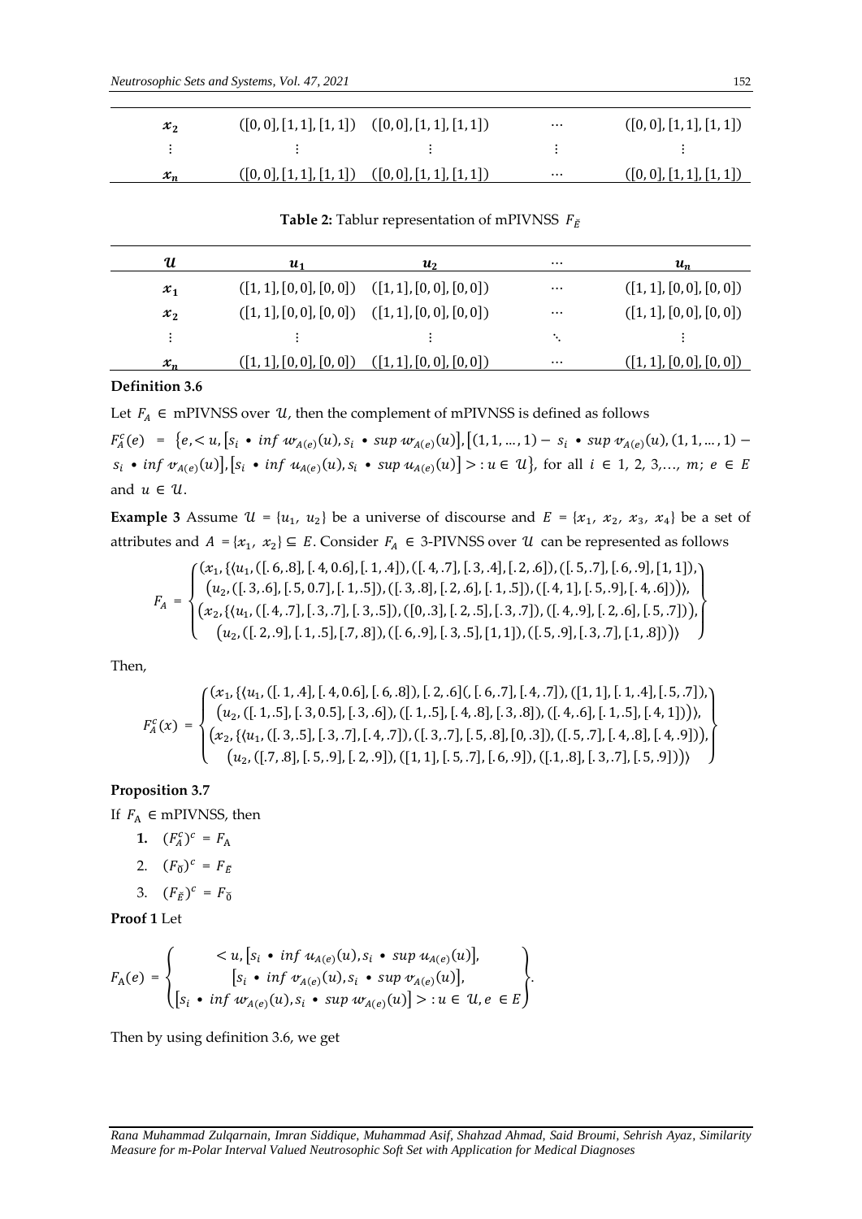| | | | | |
|---|---|---|---|---|
| $x_2$ | $([0,0],[1,1],[1,1])$ | $([0,0],[1,1],[1,1])$ | $\cdots$ | $([0,0],[1,1],[1,1])$ |
| $\vdots$ | $\vdots$ | $\vdots$ | $\vdots$ | $\vdots$ |
| $x_n$ | $([0,0],[1,1],[1,1])$ | $([0,0],[1,1],[1,1])$ | $\cdots$ | $([0,0],[1,1],[1,1])$ |

**Table 2:** Tablur representation of mPIVNSS $F_{\tilde{E}}$

| $\mathcal{U}$ | $u_1$ | $u_2$ | $\cdots$ | $u_n$ |
|---|---|---|---|---|
| $x_1$ | $([1,1],[0,0],[0,0])$ | $([1,1],[0,0],[0,0])$ | $\cdots$ | $([1,1],[0,0],[0,0])$ |
| $x_2$ | $([1,1],[0,0],[0,0])$ | $([1,1],[0,0],[0,0])$ | $\cdots$ | $([1,1],[0,0],[0,0])$ |
| $\vdots$ | $\vdots$ | $\vdots$ | $\ddots$ | $\vdots$ |
| $x_n$ | $([1,1],[0,0],[0,0])$ | $([1,1],[0,0],[0,0])$ | $\cdots$ | $([1,1],[0,0],[0,0])$ |

**Definition 3.6**

Let $F_A \in$ mPIVNSS over $\mathcal{U}$, then the complement of mPIVNSS is defined as follows

$F_A^c(e) = \{e, < u, [s_i \bullet \inf w_{A(e)}(u), s_i \bullet \sup w_{A(e)}(u)], [(1,1,\ldots,1) - s_i \bullet \sup v_{A(e)}(u), (1,1,\ldots,1) - s_i \bullet \inf v_{A(e)}(u)], [s_i \bullet \inf u_{A(e)}(u), s_i \bullet \sup u_{A(e)}(u)] > : u \in \mathcal{U}\}$, for all $i \in 1, 2, 3, \ldots, m$; $e \in E$ and $u \in \mathcal{U}$.

**Example 3** Assume $\mathcal{U} = \{u_1, u_2\}$ be a universe of discourse and $E = \{x_1, x_2, x_3, x_4\}$ be a set of attributes and $A = \{x_1, x_2\} \subseteq E$. Consider $F_A \in$ 3-PIVNSS over $\mathcal{U}$ can be represented as follows

$$F_A = \left\{ \begin{array}{c} (x_1, \{\langle u_1, ([.6,.8],[.4,0.6],[.1,.4]), ([.4,.7],[.3,.4],[.2,.6]), ([.5,.7],[.6,.9],[1,1]), \\ (u_2, ([.3,.6],[.5,0.7],[.1,.5]), ([.3,.8],[.2,.6],[.1,.5]), ([.4,1],[.5,.9],[.4,.6]))\rangle, \\ (x_2, \{\langle u_1, ([.4,.7],[.3,.7],[.3,.5]), ([0,.3],[.2,.5],[.3,.7]), ([.4,.9],[.2,.6],[.5,.7])), \\ (u_2, ([.2,.9],[.1,.5],[.7,.8]), ([.6,.9],[.3,.5],[1,1]), ([.5,.9],[.3,.7],[.1,.8]))\rangle \end{array} \right\}$$

Then,

$$F_A^c(x) = \left\{ \begin{array}{c} (x_1, \{\langle u_1, ([.1,.4],[.4,0.6],[.6,.8]), [.2,.6](, [.6,.7],[.4,.7]), ([1,1],[.1,.4],[.5,.7]), \\ (u_2, ([.1,.5],[.3,0.5],[.3,.6]), ([.1,.5],[.4,.8],[.3,.8]), ([.4,.6],[.1,.5],[.4,1]))\rangle, \\ (x_2, \{\langle u_1, ([.3,.5],[.3,.7],[.4,.7]), ([.3,.7],[.5,.8],[0,.3]), ([.5,.7],[.4,.8],[.4,.9])), \\ (u_2, ([.7,.8],[.5,.9],[.2,.9]), ([1,1],[.5,.7],[.6,.9]), ([.1,.8],[.3,.7],[.5,.9]))\rangle \end{array} \right\}$$

**Proposition 3.7**

If $F_A \in$ mPIVNSS, then

1. $(F_A^c)^c = F_A$
2. $(F_{\tilde{0}})^c = F_{\tilde{E}}$
3. $(F_{\tilde{E}})^c = F_{\tilde{0}}$

**Proof 1** Let

$$F_A(e) = \left\{ \begin{array}{c} < u, [s_i \bullet \inf u_{A(e)}(u), s_i \bullet \sup u_{A(e)}(u)], \\ [s_i \bullet \inf v_{A(e)}(u), s_i \bullet \sup v_{A(e)}(u)], \\ [s_i \bullet \inf w_{A(e)}(u), s_i \bullet \sup w_{A(e)}(u)] > : u \in \mathcal{U}, e \in E \end{array} \right\}.$$

Then by using definition 3.6, we get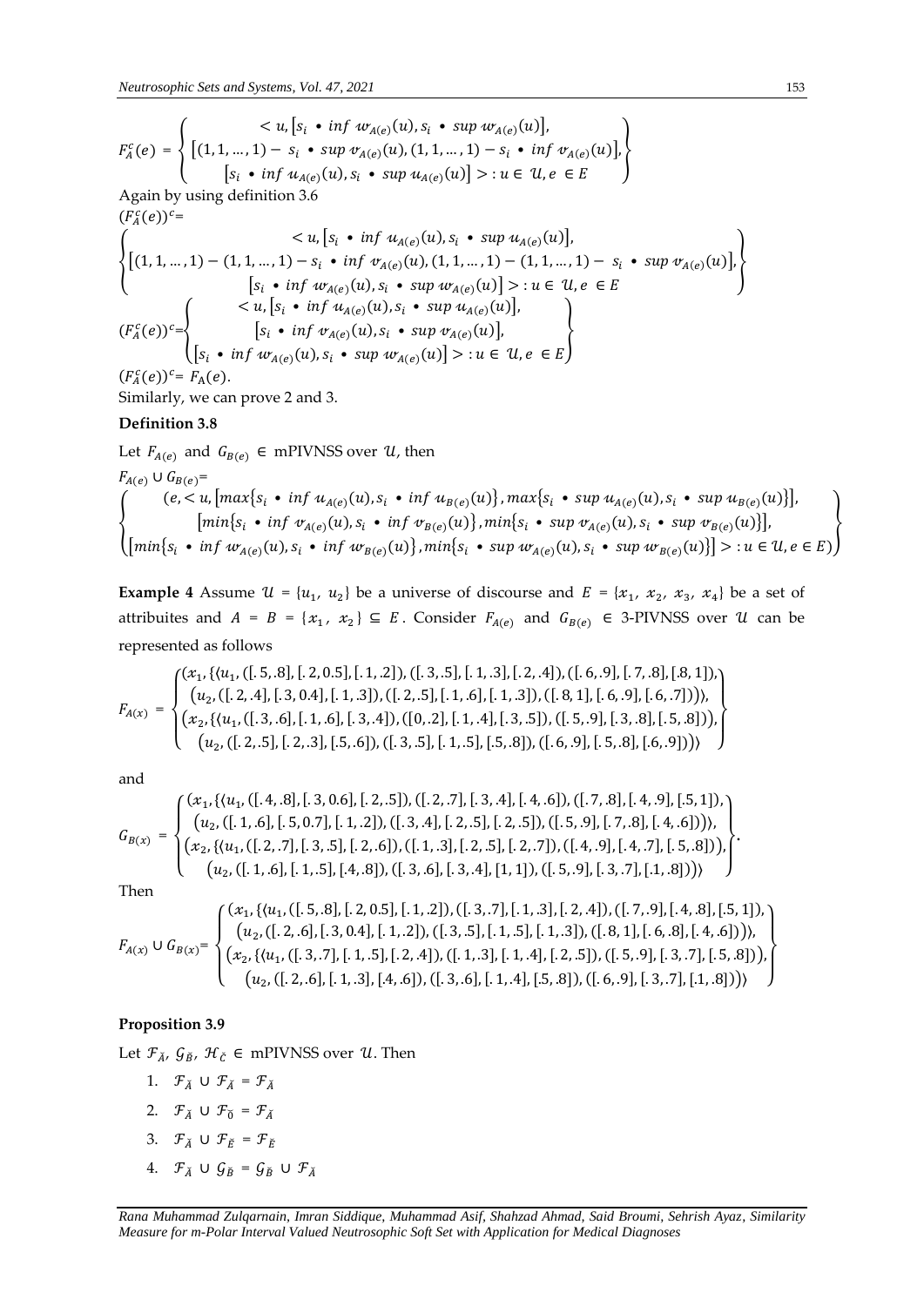$$F_{\breve{A}}^{c}(e) = \left\{ \begin{array}{c} < u, \left[s_i \bullet inf\ w_{A(e)}(u), s_i \bullet sup\ w_{A(e)}(u)\right], \\ \left[(1,1,\dots,1) - s_i \bullet sup\ v_{A(e)}(u), (1,1,\dots,1) - s_i \bullet inf\ v_{A(e)}(u)\right], \\ \left[s_i \bullet inf\ u_{A(e)}(u), s_i \bullet sup\ u_{A(e)}(u)\right] > : u \in \mathcal{U}, e \in E \end{array} \right\}$$

Again by using definition 3.6

$(F_{\breve{A}}^{c}(e))^{c}=$

$$\left\{ \begin{array}{c} < u, \left[s_i \bullet inf\ u_{A(e)}(u), s_i \bullet sup\ u_{A(e)}(u)\right], \\ \left[(1,1,\dots,1) - (1,1,\dots,1) - s_i \bullet inf\ v_{A(e)}(u), (1,1,\dots,1) - (1,1,\dots,1) - s_i \bullet sup\ v_{A(e)}(u)\right], \\ \left[s_i \bullet inf\ w_{A(e)}(u), s_i \bullet sup\ w_{A(e)}(u)\right] > : u \in \mathcal{U}, e \in E \end{array} \right\}$$

$$(F_{\breve{A}}^{c}(e))^{c} = \left\{ \begin{array}{c} < u, \left[s_i \bullet inf\ u_{A(e)}(u), s_i \bullet sup\ u_{A(e)}(u)\right], \\ \left[s_i \bullet inf\ v_{A(e)}(u), s_i \bullet sup\ v_{A(e)}(u)\right], \\ \left[s_i \bullet inf\ w_{A(e)}(u), s_i \bullet sup\ w_{A(e)}(u)\right] > : u \in \mathcal{U}, e \in E \end{array} \right\}$$

$(F_{\breve{A}}^{c}(e))^{c} = F_{\mathrm{A}}(e)$.

Similarly, we can prove 2 and 3.

**Definition 3.8**

Let $F_{A(e)}$ and $G_{B(e)} \in$ mPIVNSS over $\mathcal{U}$, then

$F_{A(e)} \cup G_{B(e)}=$

$$\left\{ \begin{array}{c} (e, < u, \left[max\{s_i \bullet inf\ u_{A(e)}(u), s_i \bullet inf\ u_{B(e)}(u)\}, max\{s_i \bullet sup\ u_{A(e)}(u), s_i \bullet sup\ u_{B(e)}(u)\}\right], \\ \left[min\{s_i \bullet inf\ v_{A(e)}(u), s_i \bullet inf\ v_{B(e)}(u)\}, min\{s_i \bullet sup\ v_{A(e)}(u), s_i \bullet sup\ v_{B(e)}(u)\}\right], \\ \left[min\{s_i \bullet inf\ w_{A(e)}(u), s_i \bullet inf\ w_{B(e)}(u)\}, min\{s_i \bullet sup\ w_{A(e)}(u), s_i \bullet sup\ w_{B(e)}(u)\}\right] > : u \in \mathcal{U}, e \in E) \end{array} \right\}$$

**Example 4** Assume $\mathcal{U} = \{u_1, u_2\}$ be a universe of discourse and $E = \{x_1, x_2, x_3, x_4\}$ be a set of attribuites and $A = B = \{x_1, x_2\} \subseteq E$. Consider $F_{A(e)}$ and $G_{B(e)} \in$ 3-PIVNSS over $\mathcal{U}$ can be represented as follows

$$F_{A(x)} = \left\{ \begin{array}{c} (x_1, \{\langle u_1, ([.5,.8],[.2,0.5],[.1,.2]), ([.3,.5],[.1,.3],[.2,.4]), ([.6,.9],[.7,.8],[.8,1]), \\ (u_2, ([.2,.4],[.3,0.4],[.1,.3]), ([.2,.5],[.1,.6],[.1,.3]), ([.8,1],[.6,.9],[.6,.7])\rangle), \\ (x_2, \{\langle u_1, ([.3,.6],[.1,.6],[.3,.4]), ([0,.2],[.1,.4],[.3,.5]), ([.5,.9],[.3,.8],[.5,.8])), \\ (u_2, ([.2,.5],[.2,.3],[.5,.6]), ([.3,.5],[.1,.5],[.5,.8]), ([.6,.9],[.5,.8],[.6,.9]))\rangle \end{array} \right\}$$

and

$$G_{B(x)} = \left\{ \begin{array}{c} (x_1, \{\langle u_1, ([.4,.8],[.3,0.6],[.2,.5]), ([.2,.7],[.3,.4],[.4,.6]), ([.7,.8],[.4,.9],[.5,1]), \\ (u_2, ([.1,.6],[.5,0.7],[.1,.2]), ([.3,.4],[.2,.5],[.2,.5]), ([.5,.9],[.7,.8],[.4,.6])\rangle), \\ (x_2, \{\langle u_1, ([.2,.7],[.3,.5],[.2,.6]), ([.1,.3],[.2,.5],[.2,.7]), ([.4,.9],[.4,.7],[.5,.8])), \\ (u_2, ([.1,.6],[.1,.5],[.4,.8]), ([.3,.6],[.3,.4],[1,1]), ([.5,.9],[.3,.7],[.1,.8]))\rangle \end{array} \right\}.$$

Then

$$F_{A(x)} \cup G_{B(x)} = \left\{ \begin{array}{c} (x_1, \{\langle u_1, ([.5,.8],[.2,0.5],[.1,.2]), ([.3,.7],[.1,.3],[.2,.4]), ([.7,.9],[.4,.8],[.5,1]), \\ (u_2, ([.2,.6],[.3,0.4],[.1,.2]), ([.3,.5],[.1,.5],[.1,.3]), ([.8,1],[.6,.8],[.4,.6])\rangle), \\ (x_2, \{\langle u_1, ([.3,.7],[.1,.5],[.2,.4]), ([.1,.3],[.1,.4],[.2,.5]), ([.5,.9],[.3,.7],[.5,.8])), \\ (u_2, ([.2,.6],[.1,.3],[.4,.6]), ([.3,.6],[.1,.4],[.5,.8]), ([.6,.9],[.3,.7],[.1,.8]))\rangle \end{array} \right\}$$

**Proposition 3.9**

Let $\mathcal{F}_{\breve{A}}, \mathcal{G}_{\breve{B}}, \mathcal{H}_{\breve{C}} \in$ mPIVNSS over $\mathcal{U}$. Then

1. $\mathcal{F}_{\breve{A}} \cup \mathcal{F}_{\breve{A}} = \mathcal{F}_{\breve{A}}$
2. $\mathcal{F}_{\breve{A}} \cup \mathcal{F}_{\breve{0}} = \mathcal{F}_{\breve{A}}$
3. $\mathcal{F}_{\breve{A}} \cup \mathcal{F}_{\breve{E}} = \mathcal{F}_{\breve{E}}$
4. $\mathcal{F}_{\breve{A}} \cup \mathcal{G}_{\breve{B}} = \mathcal{G}_{\breve{B}} \cup \mathcal{F}_{\breve{A}}$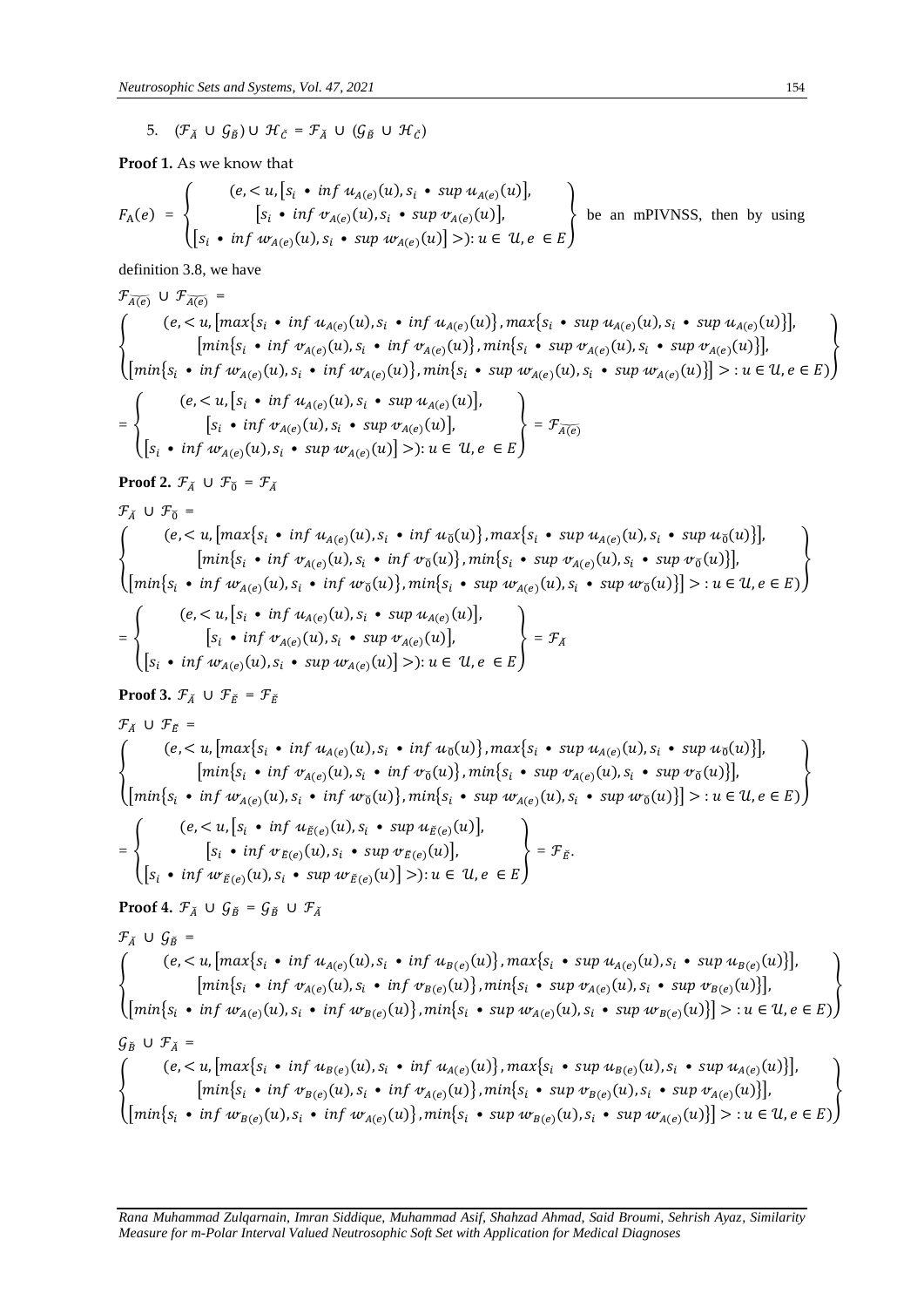5. $(\mathcal{F}_{\breve{A}} \cup \mathcal{G}_{\breve{B}}) \cup \mathcal{H}_{\breve{C}} = \mathcal{F}_{\breve{A}} \cup (\mathcal{G}_{\breve{B}} \cup \mathcal{H}_{\breve{C}})$

**Proof 1.** As we know that

$$F_{A}(e) = \left\{ \begin{array}{c} (e, < u, [s_i \bullet inf\ u_{A(e)}(u), s_i \bullet sup\ u_{A(e)}(u)], \\ [s_i \bullet inf\ v_{A(e)}(u), s_i \bullet sup\ v_{A(e)}(u)], \\ [s_i \bullet inf\ w_{A(e)}(u), s_i \bullet sup\ w_{A(e)}(u)] >): u \in \mathcal{U}, e \in E \end{array} \right\}$$

be an mPIVNSS, then by using definition 3.8, we have

$\mathcal{F}_{\widetilde{A(e)}} \cup \mathcal{F}_{\widetilde{A(e)}} =$

$$\left\{ \begin{array}{c} (e, < u, [max\{s_i \bullet inf\ u_{A(e)}(u), s_i \bullet inf\ u_{A(e)}(u)\}, max\{s_i \bullet sup\ u_{A(e)}(u), s_i \bullet sup\ u_{A(e)}(u)\}], \\ [min\{s_i \bullet inf\ v_{A(e)}(u), s_i \bullet inf\ v_{A(e)}(u)\}, min\{s_i \bullet sup\ v_{A(e)}(u), s_i \bullet sup\ v_{A(e)}(u)\}], \\ [min\{s_i \bullet inf\ w_{A(e)}(u), s_i \bullet inf\ w_{A(e)}(u)\}, min\{s_i \bullet sup\ w_{A(e)}(u), s_i \bullet sup\ w_{A(e)}(u)\}] > : u \in \mathcal{U}, e \in E) \end{array} \right\}$$

$$= \left\{ \begin{array}{c} (e, < u, [s_i \bullet inf\ u_{A(e)}(u), s_i \bullet sup\ u_{A(e)}(u)], \\ [s_i \bullet inf\ v_{A(e)}(u), s_i \bullet sup\ v_{A(e)}(u)], \\ [s_i \bullet inf\ w_{A(e)}(u), s_i \bullet sup\ w_{A(e)}(u)] >): u \in \mathcal{U}, e \in E \end{array} \right\} = \mathcal{F}_{\widetilde{A(e)}}$$

**Proof 2.** $\mathcal{F}_{\breve{A}} \cup \mathcal{F}_{\breve{0}} = \mathcal{F}_{\breve{A}}$

$\mathcal{F}_{\breve{A}} \cup \mathcal{F}_{\breve{0}} =$

$$\left\{ \begin{array}{c} (e, < u, [max\{s_i \bullet inf\ u_{A(e)}(u), s_i \bullet inf\ u_{\breve{0}}(u)\}, max\{s_i \bullet sup\ u_{A(e)}(u), s_i \bullet sup\ u_{\breve{0}}(u)\}], \\ [min\{s_i \bullet inf\ v_{A(e)}(u), s_i \bullet inf\ v_{\breve{0}}(u)\}, min\{s_i \bullet sup\ v_{A(e)}(u), s_i \bullet sup\ v_{\breve{0}}(u)\}], \\ [min\{s_i \bullet inf\ w_{A(e)}(u), s_i \bullet inf\ w_{\breve{0}}(u)\}, min\{s_i \bullet sup\ w_{A(e)}(u), s_i \bullet sup\ w_{\breve{0}}(u)\}] > : u \in \mathcal{U}, e \in E) \end{array} \right\}$$

$$= \left\{ \begin{array}{c} (e, < u, [s_i \bullet inf\ u_{A(e)}(u), s_i \bullet sup\ u_{A(e)}(u)], \\ [s_i \bullet inf\ v_{A(e)}(u), s_i \bullet sup\ v_{A(e)}(u)], \\ [s_i \bullet inf\ w_{A(e)}(u), s_i \bullet sup\ w_{A(e)}(u)] >): u \in \mathcal{U}, e \in E \end{array} \right\} = \mathcal{F}_{\breve{A}}$$

**Proof 3.** $\mathcal{F}_{\breve{A}} \cup \mathcal{F}_{\breve{E}} = \mathcal{F}_{\breve{E}}$

$\mathcal{F}_{\breve{A}} \cup \mathcal{F}_{\breve{E}} =$

$$\left\{ \begin{array}{c} (e, < u, [max\{s_i \bullet inf\ u_{A(e)}(u), s_i \bullet inf\ u_{\breve{0}}(u)\}, max\{s_i \bullet sup\ u_{A(e)}(u), s_i \bullet sup\ u_{\breve{0}}(u)\}], \\ [min\{s_i \bullet inf\ v_{A(e)}(u), s_i \bullet inf\ v_{\breve{0}}(u)\}, min\{s_i \bullet sup\ v_{A(e)}(u), s_i \bullet sup\ v_{\breve{0}}(u)\}], \\ [min\{s_i \bullet inf\ w_{A(e)}(u), s_i \bullet inf\ w_{\breve{0}}(u)\}, min\{s_i \bullet sup\ w_{A(e)}(u), s_i \bullet sup\ w_{\breve{0}}(u)\}] > : u \in \mathcal{U}, e \in E) \end{array} \right\}$$

$$= \left\{ \begin{array}{c} (e, < u, [s_i \bullet inf\ u_{\breve{E}(e)}(u), s_i \bullet sup\ u_{\breve{E}(e)}(u)], \\ [s_i \bullet inf\ v_{\breve{E}(e)}(u), s_i \bullet sup\ v_{\breve{E}(e)}(u)], \\ [s_i \bullet inf\ w_{\breve{E}(e)}(u), s_i \bullet sup\ w_{\breve{E}(e)}(u)] >): u \in \mathcal{U}, e \in E \end{array} \right\} = \mathcal{F}_{\breve{E}}.$$

**Proof 4.** $\mathcal{F}_{\breve{A}} \cup \mathcal{G}_{\breve{B}} = \mathcal{G}_{\breve{B}} \cup \mathcal{F}_{\breve{A}}$

$\mathcal{F}_{\breve{A}} \cup \mathcal{G}_{\breve{B}} =$

$$\left\{ \begin{array}{c} (e, < u, [max\{s_i \bullet inf\ u_{A(e)}(u), s_i \bullet inf\ u_{B(e)}(u)\}, max\{s_i \bullet sup\ u_{A(e)}(u), s_i \bullet sup\ u_{B(e)}(u)\}], \\ [min\{s_i \bullet inf\ v_{A(e)}(u), s_i \bullet inf\ v_{B(e)}(u)\}, min\{s_i \bullet sup\ v_{A(e)}(u), s_i \bullet sup\ v_{B(e)}(u)\}], \\ [min\{s_i \bullet inf\ w_{A(e)}(u), s_i \bullet inf\ w_{B(e)}(u)\}, min\{s_i \bullet sup\ w_{A(e)}(u), s_i \bullet sup\ w_{B(e)}(u)\}] > : u \in \mathcal{U}, e \in E) \end{array} \right\}$$

$\mathcal{G}_{\breve{B}} \cup \mathcal{F}_{\breve{A}} =$

$$\left\{ \begin{array}{c} (e, < u, [max\{s_i \bullet inf\ u_{B(e)}(u), s_i \bullet inf\ u_{A(e)}(u)\}, max\{s_i \bullet sup\ u_{B(e)}(u), s_i \bullet sup\ u_{A(e)}(u)\}], \\ [min\{s_i \bullet inf\ v_{B(e)}(u), s_i \bullet inf\ v_{A(e)}(u)\}, min\{s_i \bullet sup\ v_{B(e)}(u), s_i \bullet sup\ v_{A(e)}(u)\}], \\ [min\{s_i \bullet inf\ w_{B(e)}(u), s_i \bullet inf\ w_{A(e)}(u)\}, min\{s_i \bullet sup\ w_{B(e)}(u), s_i \bullet sup\ w_{A(e)}(u)\}] > : u \in \mathcal{U}, e \in E) \end{array} \right\}$$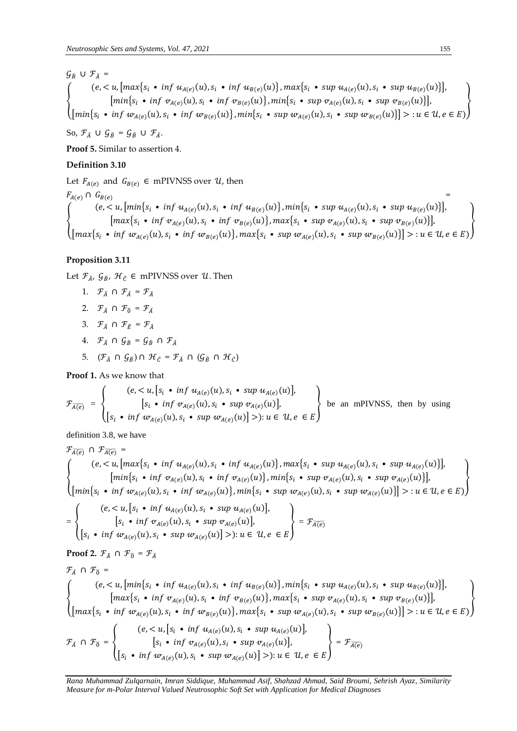$$\mathcal{G}_{\breve{B}} \cup \mathcal{F}_{\breve{A}} = $$

$$\left\{\begin{array}{c} (e, < u, \left[max\{s_i \bullet inf\ u_{A(e)}(u), s_i \bullet inf\ u_{B(e)}(u)\}, max\{s_i \bullet sup\ u_{A(e)}(u), s_i \bullet sup\ u_{B(e)}(u)\}\right], \\ \left[min\{s_i \bullet inf\ v_{A(e)}(u), s_i \bullet inf\ v_{B(e)}(u)\}, min\{s_i \bullet sup\ v_{A(e)}(u), s_i \bullet sup\ v_{B(e)}(u)\}\right], \\ \left[min\{s_i \bullet inf\ w_{A(e)}(u), s_i \bullet inf\ w_{B(e)}(u)\}, min\{s_i \bullet sup\ w_{A(e)}(u), s_i \bullet sup\ w_{B(e)}(u)\}\right] >: u \in \mathcal{U}, e \in E) \end{array}\right\}$$

So, $\mathcal{F}_{\breve{A}} \cup \mathcal{G}_{\breve{B}} = \mathcal{G}_{\breve{B}} \cup \mathcal{F}_{\breve{A}}$.

**Proof 5.** Similar to assertion 4.

**Definition 3.10**

Let $F_{A(e)}$ and $G_{B(e)} \in$ mPIVNSS over $\mathcal{U}$, then

$$F_{A(e)} \cap G_{B(e)} =$$

$$\left\{\begin{array}{c} (e, < u, \left[min\{s_i \bullet inf\ u_{A(e)}(u), s_i \bullet inf\ u_{B(e)}(u)\}, min\{s_i \bullet sup\ u_{A(e)}(u), s_i \bullet sup\ u_{B(e)}(u)\}\right], \\ \left[max\{s_i \bullet inf\ v_{A(e)}(u), s_i \bullet inf\ v_{B(e)}(u)\}, max\{s_i \bullet sup\ v_{A(e)}(u), s_i \bullet sup\ v_{B(e)}(u)\}\right], \\ \left[max\{s_i \bullet inf\ w_{A(e)}(u), s_i \bullet inf\ w_{B(e)}(u)\}, max\{s_i \bullet sup\ w_{A(e)}(u), s_i \bullet sup\ w_{B(e)}(u)\}\right] >: u \in \mathcal{U}, e \in E) \end{array}\right\}$$

**Proposition 3.11**

Let $\mathcal{F}_{\breve{A}}, \mathcal{G}_{\breve{B}}, \mathcal{H}_{\breve{C}} \in$ mPIVNSS over $\mathcal{U}$. Then

1. $\mathcal{F}_{\breve{A}} \cap \mathcal{F}_{\breve{A}} = \mathcal{F}_{\breve{A}}$
2. $\mathcal{F}_{\breve{A}} \cap \mathcal{F}_{\breve{0}} = \mathcal{F}_{\breve{A}}$
3. $\mathcal{F}_{\breve{A}} \cap \mathcal{F}_{\breve{E}} = \mathcal{F}_{\breve{A}}$
4. $\mathcal{F}_{\breve{A}} \cap \mathcal{G}_{\breve{B}} = \mathcal{G}_{\breve{B}} \cap \mathcal{F}_{\breve{A}}$
5. $(\mathcal{F}_{\breve{A}} \cap \mathcal{G}_{\breve{B}}) \cap \mathcal{H}_{\breve{C}} = \mathcal{F}_{\breve{A}} \cap (\mathcal{G}_{\breve{B}} \cap \mathcal{H}_{\breve{C}})$

**Proof 1.** As we know that

$$\mathcal{F}_{\overline{A(e)}} = \left\{\begin{array}{c} (e, < u, \left[s_i \bullet inf\ u_{A(e)}(u), s_i \bullet sup\ u_{A(e)}(u)\right], \\ \left[s_i \bullet inf\ v_{A(e)}(u), s_i \bullet sup\ v_{A(e)}(u)\right], \\ \left[s_i \bullet inf\ w_{A(e)}(u), s_i \bullet sup\ w_{A(e)}(u)\right] >): u \in \mathcal{U}, e \in E \end{array}\right\}$$ be an mPIVNSS, then by using definition 3.8, we have

$$\mathcal{F}_{\overline{A(e)}} \cap \mathcal{F}_{\overline{A(e)}} =$$

$$\left\{\begin{array}{c} (e, < u, \left[max\{s_i \bullet inf\ u_{A(e)}(u), s_i \bullet inf\ u_{A(e)}(u)\}, max\{s_i \bullet sup\ u_{A(e)}(u), s_i \bullet sup\ u_{A(e)}(u)\}\right], \\ \left[min\{s_i \bullet inf\ v_{A(e)}(u), s_i \bullet inf\ v_{A(e)}(u)\}, min\{s_i \bullet sup\ v_{A(e)}(u), s_i \bullet sup\ v_{A(e)}(u)\}\right], \\ \left[min\{s_i \bullet inf\ w_{A(e)}(u), s_i \bullet inf\ w_{A(e)}(u)\}, min\{s_i \bullet sup\ w_{A(e)}(u), s_i \bullet sup\ w_{A(e)}(u)\}\right] >: u \in \mathcal{U}, e \in E) \end{array}\right\}$$

$$= \left\{\begin{array}{c} (e, < u, \left[s_i \bullet inf\ u_{A(e)}(u), s_i \bullet sup\ u_{A(e)}(u)\right], \\ \left[s_i \bullet inf\ v_{A(e)}(u), s_i \bullet sup\ v_{A(e)}(u)\right], \\ \left[s_i \bullet inf\ w_{A(e)}(u), s_i \bullet sup\ w_{A(e)}(u)\right] >): u \in \mathcal{U}, e \in E \end{array}\right\} = \mathcal{F}_{\overline{A(e)}}$$

**Proof 2.** $\mathcal{F}_{\breve{A}} \cap \mathcal{F}_{\breve{0}} = \mathcal{F}_{\breve{A}}$

$$\mathcal{F}_{\breve{A}} \cap \mathcal{F}_{\breve{0}} =$$

$$\left\{\begin{array}{c} (e, < u, \left[min\{s_i \bullet inf\ u_{A(e)}(u), s_i \bullet inf\ u_{B(e)}(u)\}, min\{s_i \bullet sup\ u_{A(e)}(u), s_i \bullet sup\ u_{B(e)}(u)\}\right], \\ \left[max\{s_i \bullet inf\ v_{A(e)}(u), s_i \bullet inf\ v_{B(e)}(u)\}, max\{s_i \bullet sup\ v_{A(e)}(u), s_i \bullet sup\ v_{B(e)}(u)\}\right], \\ \left[max\{s_i \bullet inf\ w_{A(e)}(u), s_i \bullet inf\ w_{B(e)}(u)\}, max\{s_i \bullet sup\ w_{A(e)}(u), s_i \bullet sup\ w_{B(e)}(u)\}\right] >: u \in \mathcal{U}, e \in E) \end{array}\right\}$$

$$\mathcal{F}_{\breve{A}} \cap \mathcal{F}_{\breve{0}} = \left\{\begin{array}{c} (e, < u, \left[s_i \bullet inf\ u_{A(e)}(u), s_i \bullet sup\ u_{A(e)}(u)\right], \\ \left[s_i \bullet inf\ v_{A(e)}(u), s_i \bullet sup\ v_{A(e)}(u)\right], \\ \left[s_i \bullet inf\ w_{A(e)}(u), s_i \bullet sup\ w_{A(e)}(u)\right] >): u \in \mathcal{U}, e \in E \end{array}\right\} = \mathcal{F}_{\overline{A(e)}}$$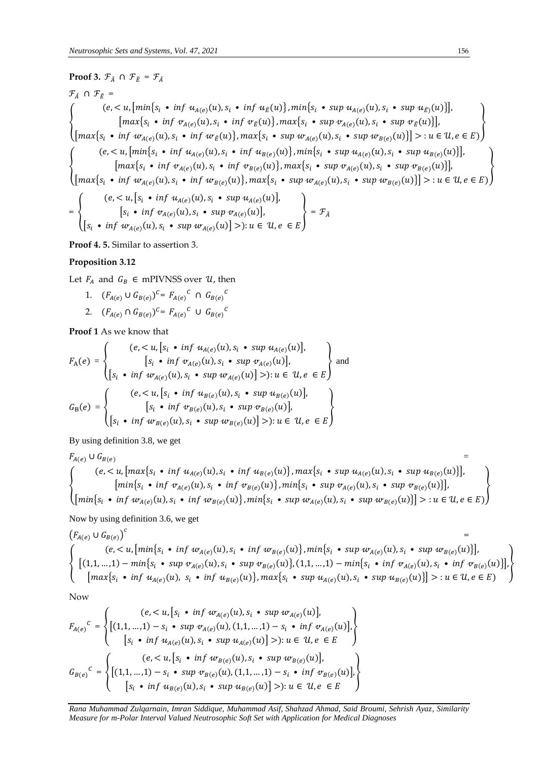**Proof 3.** $\mathcal{F}_{\tilde{A}} \cap \mathcal{F}_{\tilde{E}} = \mathcal{F}_{\tilde{A}}$

$$\mathcal{F}_{\tilde{A}} \cap \mathcal{F}_{\tilde{E}} =$$

$$\left\{ \begin{array}{c} (e, < u, [min\{s_i \bullet inf\ u_{A(e)}(u), s_i \bullet inf\ u_{\tilde{E}}(u)\}, min\{s_i \bullet sup\ u_{A(e)}(u), s_i \bullet sup\ u_{\tilde{E})}(u)\}], \\ [max\{s_i \bullet inf\ v_{A(e)}(u), s_i \bullet inf\ v_{\tilde{E}}(u)\}, max\{s_i \bullet sup\ v_{A(e)}(u), s_i \bullet sup\ v_{\tilde{E}}(u)\}], \\ [max\{s_i \bullet inf\ w_{A(e)}(u), s_i \bullet inf\ w_{\tilde{E}}(u)\}, max\{s_i \bullet sup\ w_{A(e)}(u), s_i \bullet sup\ w_{B(e)}(u)\}] > : u \in \mathcal{U}, e \in E) \end{array} \right\}$$

$$\left\{ \begin{array}{c} (e, < u, [min\{s_i \bullet inf\ u_{A(e)}(u), s_i \bullet inf\ u_{B(e)}(u)\}, min\{s_i \bullet sup\ u_{A(e)}(u), s_i \bullet sup\ u_{B(e)}(u)\}], \\ [max\{s_i \bullet inf\ v_{A(e)}(u), s_i \bullet inf\ v_{B(e)}(u)\}, max\{s_i \bullet sup\ v_{A(e)}(u), s_i \bullet sup\ v_{B(e)}(u)\}], \\ [max\{s_i \bullet inf\ w_{A(e)}(u), s_i \bullet inf\ w_{B(e)}(u)\}, max\{s_i \bullet sup\ w_{A(e)}(u), s_i \bullet sup\ w_{B(e)}(u)\}] > : u \in \mathcal{U}, e \in E) \end{array} \right\}$$

$$= \left\{ \begin{array}{c} (e, < u, [s_i \bullet inf\ u_{A(e)}(u), s_i \bullet sup\ u_{A(e)}(u)], \\ [s_i \bullet inf\ v_{A(e)}(u), s_i \bullet sup\ v_{A(e)}(u)], \\ [s_i \bullet inf\ w_{A(e)}(u), s_i \bullet sup\ w_{A(e)}(u)] >): u \in \mathcal{U}, e \in E \end{array} \right\} = \mathcal{F}_{\tilde{A}}$$

**Proof 4. 5.** Similar to assertion 3.

**Proposition 3.12**

Let $F_A$ and $G_B \in$ mPIVNSS over $\mathcal{U}$, then

1. $(F_{A(e)} \cup G_{B(e)})^C = F_{A(e)}{}^C \cap G_{B(e)}{}^C$
2. $(F_{A(e)} \cap G_{B(e)})^C = F_{A(e)}{}^C \cup G_{B(e)}{}^C$

**Proof 1** As we know that

$$F_A(e) = \left\{ \begin{array}{c} (e, < u, [s_i \bullet inf\ u_{A(e)}(u), s_i \bullet sup\ u_{A(e)}(u)], \\ [s_i \bullet inf\ v_{A(e)}(u), s_i \bullet sup\ v_{A(e)}(u)], \\ [s_i \bullet inf\ w_{A(e)}(u), s_i \bullet sup\ w_{A(e)}(u)] >): u \in \mathcal{U}, e \in E \end{array} \right\} \text{ and}$$

$$G_B(e) = \left\{ \begin{array}{c} (e, < u, [s_i \bullet inf\ u_{B(e)}(u), s_i \bullet sup\ u_{B(e)}(u)], \\ [s_i \bullet inf\ v_{B(e)}(u), s_i \bullet sup\ v_{B(e)}(u)], \\ [s_i \bullet inf\ w_{B(e)}(u), s_i \bullet sup\ w_{B(e)}(u)] >): u \in \mathcal{U}, e \in E \end{array} \right\}$$

By using definition 3.8, we get

$$F_{A(e)} \cup G_{B(e)} =$$

$$\left\{ \begin{array}{c} (e, < u, [max\{s_i \bullet inf\ u_{A(e)}(u), s_i \bullet inf\ u_{B(e)}(u)\}, max\{s_i \bullet sup\ u_{A(e)}(u), s_i \bullet sup\ u_{B(e)}(u)\}], \\ [min\{s_i \bullet inf\ v_{A(e)}(u), s_i \bullet inf\ v_{B(e)}(u)\}, min\{s_i \bullet sup\ v_{A(e)}(u), s_i \bullet sup\ v_{B(e)}(u)\}], \\ [min\{s_i \bullet inf\ w_{A(e)}(u), s_i \bullet inf\ w_{B(e)}(u)\}, min\{s_i \bullet sup\ w_{A(e)}(u), s_i \bullet sup\ w_{B(e)}(u)\}] > : u \in \mathcal{U}, e \in E) \end{array} \right\}$$

Now by using definition 3.6, we get

$$\left(F_{A(e)} \cup G_{B(e)}\right)^c =$$

$$\left\{ \begin{array}{c} (e, < u, [min\{s_i \bullet inf\ w_{A(e)}(u), s_i \bullet inf\ w_{B(e)}(u)\}, min\{s_i \bullet sup\ w_{A(e)}(u), s_i \bullet sup\ w_{B(e)}(u)\}], \\ [(1,1,\ldots,1) - min\{s_i \bullet sup\ v_{A(e)}(u), s_i \bullet sup\ v_{B(e)}(u)\}, (1,1,\ldots,1) - min\{s_i \bullet inf\ v_{A(e)}(u), s_i \bullet inf\ v_{B(e)}(u)\}], \\ [max\{s_i \bullet inf\ u_{A(e)}(u),\ s_i \bullet inf\ u_{B(e)}(u)\}, max\{s_i \bullet sup\ u_{A(e)}(u), s_i \bullet sup\ u_{B(e)}(u)\}] > : u \in \mathcal{U}, e \in E) \end{array} \right\}$$

Now

$$F_{A(e)}{}^C = \left\{ \begin{array}{c} (e, < u, [s_i \bullet inf\ w_{A(e)}(u), s_i \bullet sup\ w_{A(e)}(u)], \\ [(1,1,\ldots,1) - s_i \bullet sup\ v_{A(e)}(u), (1,1,\ldots,1) - s_i \bullet inf\ v_{A(e)}(u)], \\ [s_i \bullet inf\ u_{A(e)}(u), s_i \bullet sup\ u_{A(e)}(u)] >): u \in \mathcal{U}, e \in E \end{array} \right\}$$

$$G_{B(e)}{}^C = \left\{ \begin{array}{c} (e, < u, [s_i \bullet inf\ w_{B(e)}(u), s_i \bullet sup\ w_{B(e)}(u)], \\ [(1,1,\ldots,1) - s_i \bullet sup\ v_{B(e)}(u), (1,1,\ldots,1) - s_i \bullet inf\ v_{B(e)}(u)], \\ [s_i \bullet inf\ u_{B(e)}(u), s_i \bullet sup\ u_{B(e)}(u)] >): u \in \mathcal{U}, e \in E \end{array} \right\}$$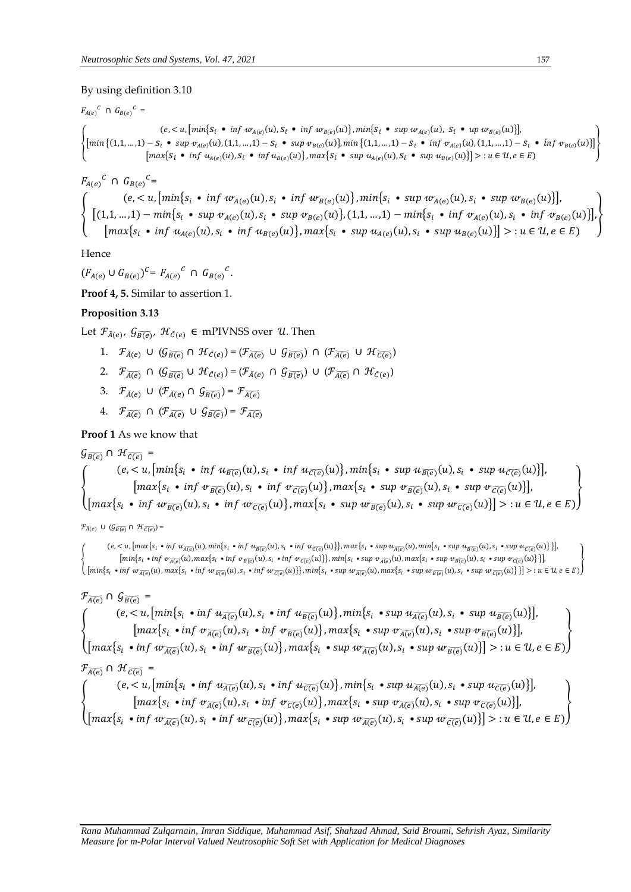By using definition 3.10

$$F_{A(e)}{}^{C} \cap G_{B(e)}{}^{C} =$$

$$\left\{\begin{array}{c} (e, < u, [min\{s_i \bullet inf\ w_{A(e)}(u), s_i \bullet inf\ w_{B(e)}(u)\}, min\{s_i \bullet sup\ w_{A(e)}(u),\ s_i \bullet up\ w_{B(e)}(u)\}], \\ [min\{(1,1,\dots,1) - s_i \bullet sup\ v_{A(e)}(u), (1,1,\dots,1) - s_i \bullet sup\ v_{B(e)}(u)\}, min\{(1,1,\dots,1) - s_i \bullet inf\ v_{A(e)}(u), (1,1,\dots,1) - s_i \bullet inf\ v_{B(e)}(u)\}] \\ [max\{s_i \bullet inf\ u_{A(e)}(u), s_i \bullet inf\ u_{B(e)}(u)\}, max\{s_i \bullet sup\ u_{A(e)}(u), s_i \bullet sup\ u_{B(e)}(u)\}] >: u \in \mathcal{U}, e \in E) \end{array}\right\}$$

$$F_{A(e)}{}^{C} \cap G_{B(e)}{}^{C} =$$

$$\left\{\begin{array}{c} (e, < u, [min\{s_i \bullet inf\ w_{A(e)}(u), s_i \bullet inf\ w_{B(e)}(u)\}, min\{s_i \bullet sup\ w_{A(e)}(u), s_i \bullet sup\ w_{B(e)}(u)\}], \\ [(1,1,\dots,1) - min\{s_i \bullet sup\ v_{A(e)}(u), s_i \bullet sup\ v_{B(e)}(u)\}, (1,1,\dots,1) - min\{s_i \bullet inf\ v_{A(e)}(u), s_i \bullet inf\ v_{B(e)}(u)\}], \\ [max\{s_i \bullet inf\ u_{A(e)}(u), s_i \bullet inf\ u_{B(e)}(u)\}, max\{s_i \bullet sup\ u_{A(e)}(u), s_i \bullet sup\ u_{B(e)}(u)\}] >: u \in \mathcal{U}, e \in E) \end{array}\right\}$$

Hence

$(F_{A(e)} \cup G_{B(e)})^{C} = F_{A(e)}{}^{C} \cap G_{B(e)}{}^{C}$.

**Proof 4, 5.** Similar to assertion 1.

**Proposition 3.13**

Let $\mathcal{F}_{\check{A}(e)}$, $\mathcal{G}_{\overline{B(e)}}$, $\mathcal{H}_{\check{C}(e)} \in$ mPIVNSS over $\mathcal{U}$. Then

1. $\mathcal{F}_{\check{A}(e)} \cup (\mathcal{G}_{\overline{B(e)}} \cap \mathcal{H}_{\check{C}(e)}) = (\mathcal{F}_{\overline{A(e)}} \cup \mathcal{G}_{\overline{B(e)}}) \cap (\mathcal{F}_{\overline{A(e)}} \cup \mathcal{H}_{\overline{C(e)}})$
2. $\mathcal{F}_{\overline{A(e)}} \cap (\mathcal{G}_{\overline{B(e)}} \cup \mathcal{H}_{\check{C}(e)}) = (\mathcal{F}_{\check{A}(e)} \cap \mathcal{G}_{\overline{B(e)}}) \cup (\mathcal{F}_{\overline{A(e)}} \cap \mathcal{H}_{\check{C}(e)})$
3. $\mathcal{F}_{\check{A}(e)} \cup (\mathcal{F}_{\check{A}(e)} \cap \mathcal{G}_{\overline{B(e)}}) = \mathcal{F}_{\overline{A(e)}}$
4. $\mathcal{F}_{\overline{A(e)}} \cap (\mathcal{F}_{\overline{A(e)}} \cup \mathcal{G}_{\overline{B(e)}}) = \mathcal{F}_{\overline{A(e)}}$

**Proof 1** As we know that

$$\mathcal{G}_{\overline{B(e)}} \cap \mathcal{H}_{\overline{C(e)}} =$$

$$\left\{\begin{array}{c} (e, < u, [min\{s_i \bullet inf\ u_{\overline{B(e)}}(u), s_i \bullet inf\ u_{\overline{C(e)}}(u)\}, min\{s_i \bullet sup\ u_{\overline{B(e)}}(u), s_i \bullet sup\ u_{\overline{C(e)}}(u)\}], \\ [max\{s_i \bullet inf\ v_{\overline{B(e)}}(u), s_i \bullet inf\ v_{\overline{C(e)}}(u)\}, max\{s_i \bullet sup\ v_{\overline{B(e)}}(u), s_i \bullet sup\ v_{\overline{C(e)}}(u)\}], \\ [max\{s_i \bullet inf\ w_{\overline{B(e)}}(u), s_i \bullet inf\ w_{\overline{C(e)}}(u)\}, max\{s_i \bullet sup\ w_{\overline{B(e)}}(u), s_i \bullet sup\ w_{\overline{C(e)}}(u)\}] >: u \in \mathcal{U}, e \in E) \end{array}\right\}$$

$$\mathcal{F}_{\check{A}(e)} \cup (\mathcal{G}_{\overline{B(e)}} \cap \mathcal{H}_{\overline{C(e)}}) =$$

$$\left\{\begin{array}{c} (e, < u, [max\{s_i \bullet inf\ u_{\overline{A(e)}}(u), min\{s_i \bullet inf\ u_{\overline{B(e)}}(u), s_i \bullet inf\ u_{\overline{C(e)}}(u)\}\}, max\{s_i \bullet sup\ u_{\overline{A(e)}}(u), min\{s_i \bullet sup\ u_{\overline{B(e)}}(u), s_i \bullet sup\ u_{\overline{C(e)}}(u)\}\}], \\ [min\{s_i \bullet inf\ v_{\overline{A(e)}}(u), max\{s_i \bullet inf\ v_{\overline{B(e)}}(u), s_i \bullet inf\ v_{\overline{C(e)}}(u)\}\}, min\{s_i \bullet sup\ v_{\overline{A(e)}}(u), max\{s_i \bullet sup\ v_{\overline{B(e)}}(u), s_i \bullet sup\ v_{\overline{C(e)}}(u)\}\}], \\ [min\{s_i \bullet inf\ w_{\overline{A(e)}}(u), max\{s_i \bullet inf\ w_{\overline{B(e)}}(u), s_i \bullet inf\ w_{\overline{C(e)}}(u)\}\}, min\{s_i \bullet sup\ w_{\overline{A(e)}}(u), max\{s_i \bullet sup\ w_{\overline{B(e)}}(u), s_i \bullet sup\ w_{\overline{C(e)}}(u)\}\}] >: u \in \mathcal{U}, e \in E) \end{array}\right\}$$

$$\mathcal{F}_{\overline{A(e)}} \cap \mathcal{G}_{\overline{B(e)}} =$$

$$\left\{\begin{array}{c} (e, < u, [min\{s_i \bullet inf\ u_{\overline{A(e)}}(u), s_i \bullet inf\ u_{\overline{B(e)}}(u)\}, min\{s_i \bullet sup\ u_{\overline{A(e)}}(u), s_i \bullet sup\ u_{\overline{B(e)}}(u)\}], \\ [max\{s_i \bullet inf\ v_{\overline{A(e)}}(u), s_i \bullet inf\ v_{\overline{B(e)}}(u)\}, max\{s_i \bullet sup\ v_{\overline{A(e)}}(u), s_i \bullet sup\ v_{\overline{B(e)}}(u)\}], \\ [max\{s_i \bullet inf\ w_{\overline{A(e)}}(u), s_i \bullet inf\ w_{\overline{B(e)}}(u)\}, max\{s_i \bullet sup\ w_{\overline{A(e)}}(u), s_i \bullet sup\ w_{\overline{B(e)}}(u)\}] >: u \in \mathcal{U}, e \in E) \end{array}\right\}$$

$$\mathcal{F}_{\overline{A(e)}} \cap \mathcal{H}_{\overline{C(e)}} =$$

$$\left\{\begin{array}{c} (e, < u, [min\{s_i \bullet inf\ u_{\overline{A(e)}}(u), s_i \bullet inf\ u_{\overline{C(e)}}(u)\}, min\{s_i \bullet sup\ u_{\overline{A(e)}}(u), s_i \bullet sup\ u_{\overline{C(e)}}(u)\}], \\ [max\{s_i \bullet inf\ v_{\overline{A(e)}}(u), s_i \bullet inf\ v_{\overline{C(e)}}(u)\}, max\{s_i \bullet sup\ v_{\overline{A(e)}}(u), s_i \bullet sup\ v_{\overline{C(e)}}(u)\}], \\ [max\{s_i \bullet inf\ w_{\overline{A(e)}}(u), s_i \bullet inf\ w_{\overline{C(e)}}(u)\}, max\{s_i \bullet sup\ w_{\overline{A(e)}}(u), s_i \bullet sup\ w_{\overline{C(e)}}(u)\}] >: u \in \mathcal{U}, e \in E) \end{array}\right\}$$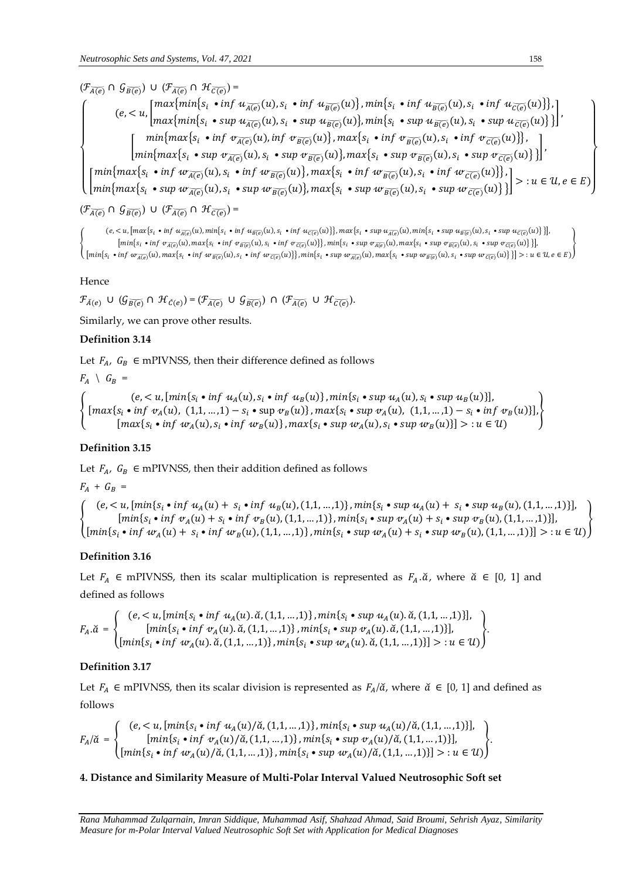$(\mathcal{F}_{\overline{A(e)}} \cap \mathcal{G}_{\overline{B(e)}}) \cup (\mathcal{F}_{\overline{A(e)}} \cap \mathcal{H}_{\overline{C(e)}}) =$

$$\left\{\begin{array}{c} (e, < u, \begin{bmatrix} max\{min\{s_i \bullet inf\ u_{\overline{A(e)}}(u), s_i \bullet inf\ u_{\overline{B(e)}}(u)\}, min\{s_i \bullet inf\ u_{\overline{B(e)}}(u), s_i \bullet inf\ u_{\overline{C(e)}}(u)\}\}, \\ max\{min\{s_i \bullet sup\ u_{\overline{A(e)}}(u), s_i \bullet sup\ u_{\overline{B(e)}}(u)\}, min\{s_i \bullet sup\ u_{\overline{B(e)}}(u), s_i \bullet sup\ u_{\overline{C(e)}}(u)\}\} \end{bmatrix}, \\ \begin{bmatrix} min\{max\{s_i \bullet inf\ v_{\overline{A(e)}}(u), inf\ v_{\overline{B(e)}}(u)\}, max\{s_i \bullet inf\ v_{\overline{B(e)}}(u), s_i \bullet inf\ v_{\overline{C(e)}}(u)\}\}, \\ min\{max\{s_i \bullet sup\ v_{\overline{A(e)}}(u), s_i \bullet sup\ v_{\overline{B(e)}}(u)\}, max\{s_i \bullet sup\ v_{\overline{B(e)}}(u), s_i \bullet sup\ v_{\overline{C(e)}}(u)\}\} \end{bmatrix}, \\ \begin{bmatrix} min\{max\{s_i \bullet inf\ w_{\overline{A(e)}}(u), s_i \bullet inf\ w_{\overline{B(e)}}(u)\}, max\{s_i \bullet inf\ w_{\overline{B(e)}}(u), s_i \bullet inf\ w_{\overline{C(e)}}(u)\}\}, \\ min\{max\{s_i \bullet sup\ w_{\overline{A(e)}}(u), s_i \bullet sup\ w_{\overline{B(e)}}(u)\}, max\{s_i \bullet sup\ w_{\overline{B(e)}}(u), s_i \bullet sup\ w_{\overline{C(e)}}(u)\}\} \end{bmatrix} > : u \in \mathcal{U}, e \in E) \end{array}\right\}$$

$(\mathcal{F}_{\overline{A(e)}} \cap \mathcal{G}_{\overline{B(e)}}) \cup (\mathcal{F}_{\overline{A(e)}} \cap \mathcal{H}_{\overline{C(e)}}) =$

$$\left\{\begin{array}{c} (e, < u, [max\{s_i \bullet inf\ u_{\overline{A(e)}}(u), min\{s_i \bullet inf\ u_{\overline{B(e)}}(u), s_i \bullet inf\ u_{\overline{C(e)}}(u)\}\}, max\{s_i \bullet sup\ u_{\overline{A(e)}}(u), min\{s_i \bullet sup\ u_{\overline{B(e)}}(u), s_i \bullet sup\ u_{\overline{C(e)}}(u)\}\}], \\ [min\{s_i \bullet inf\ v_{\overline{A(e)}}(u), max\{s_i \bullet inf\ v_{\overline{B(e)}}(u), s_i \bullet inf\ v_{\overline{C(e)}}(u)\}\}, min\{s_i \bullet sup\ v_{\overline{A(e)}}(u), max\{s_i \bullet sup\ v_{\overline{B(e)}}(u), s_i \bullet sup\ v_{\overline{C(e)}}(u)\}\}], \\ [min\{s_i \bullet inf\ w_{\overline{A(e)}}(u), max\{s_i \bullet inf\ w_{\overline{B(e)}}(u), s_i \bullet inf\ w_{\overline{C(e)}}(u)\}\}, min\{s_i \bullet sup\ w_{\overline{A(e)}}(u), max\{s_i \bullet sup\ w_{\overline{B(e)}}(u), s_i \bullet sup\ w_{\overline{C(e)}}(u)\}\}] > : u \in \mathcal{U}, e \in E) \end{array}\right\}$$

Hence

$\mathcal{F}_{\check{A}(e)} \cup (\mathcal{G}_{\overline{B(e)}} \cap \mathcal{H}_{\check{C}(e)}) = (\mathcal{F}_{\overline{A(e)}} \cup \mathcal{G}_{\overline{B(e)}}) \cap (\mathcal{F}_{\overline{A(e)}} \cup \mathcal{H}_{\overline{C(e)}})$.

Similarly, we can prove other results.

**Definition 3.14**

Let $F_A$, $G_B$ $\in$ mPIVNSS, then their difference defined as follows

$F_A \setminus G_B =$

$$\left\{\begin{array}{c} (e, < u, [min\{s_i \bullet inf\ u_A(u), s_i \bullet inf\ u_B(u)\}, min\{s_i \bullet sup\ u_A(u), s_i \bullet sup\ u_B(u)\}], \\ [max\{s_i \bullet inf\ v_A(u),\ (1,1,\ldots,1) - s_i \bullet \sup v_B(u)\}, max\{s_i \bullet sup\ v_A(u),\ (1,1,\ldots,1) - s_i \bullet inf\ v_B(u)\}], \\ [max\{s_i \bullet inf\ w_A(u), s_i \bullet inf\ w_B(u)\}, max\{s_i \bullet sup\ w_A(u), s_i \bullet sup\ w_B(u)\}] > : u \in \mathcal{U}) \end{array}\right\}$$

**Definition 3.15**

Let $F_A$, $G_B$ $\in$ mPIVNSS, then their addition defined as follows

$F_A + G_B =$

$$\left\{\begin{array}{c} (e, < u, [min\{s_i \bullet inf\ u_A(u) + s_i \bullet inf\ u_B(u), (1,1,\ldots,1)\}, min\{s_i \bullet sup\ u_A(u) + s_i \bullet sup\ u_B(u), (1,1,\ldots,1)\}], \\ [min\{s_i \bullet inf\ v_A(u) + s_i \bullet inf\ v_B(u), (1,1,\ldots,1)\}, min\{s_i \bullet sup\ v_A(u) + s_i \bullet sup\ v_B(u), (1,1,\ldots,1)\}], \\ [min\{s_i \bullet inf\ w_A(u) + s_i \bullet inf\ w_B(u), (1,1,\ldots,1)\}, min\{s_i \bullet sup\ w_A(u) + s_i \bullet sup\ w_B(u), (1,1,\ldots,1)\}] > : u \in \mathcal{U}) \end{array}\right\}$$

**Definition 3.16**

Let $F_A$ $\in$ mPIVNSS, then its scalar multiplication is represented as $F_A.\check{a}$, where $\check{a} \in [0, 1]$ and defined as follows

$$F_A.\check{a} = \left\{\begin{array}{c} (e, < u, [min\{s_i \bullet inf\ u_A(u).\check{a}, (1,1,\ldots,1)\}, min\{s_i \bullet sup\ u_A(u).\check{a}, (1,1,\ldots,1)\}], \\ [min\{s_i \bullet inf\ v_A(u).\check{a}, (1,1,\ldots,1)\}, min\{s_i \bullet sup\ v_A(u).\check{a}, (1,1,\ldots,1)\}], \\ [min\{s_i \bullet inf\ w_A(u).\check{a}, (1,1,\ldots,1)\}, min\{s_i \bullet sup\ w_A(u).\check{a}, (1,1,\ldots,1)\}] > : u \in \mathcal{U}) \end{array}\right\}.$$

**Definition 3.17**

Let $F_A$ $\in$ mPIVNSS, then its scalar division is represented as $F_A/\check{a}$, where $\check{a} \in [0, 1]$ and defined as follows

$$F_A/\check{a} = \left\{\begin{array}{c} (e, < u, [min\{s_i \bullet inf\ u_A(u)/\check{a}, (1,1,\ldots,1)\}, min\{s_i \bullet sup\ u_A(u)/\check{a}, (1,1,\ldots,1)\}], \\ [min\{s_i \bullet inf\ v_A(u)/\check{a}, (1,1,\ldots,1)\}, min\{s_i \bullet sup\ v_A(u)/\check{a}, (1,1,\ldots,1)\}], \\ [min\{s_i \bullet inf\ w_A(u)/\check{a}, (1,1,\ldots,1)\}, min\{s_i \bullet sup\ w_A(u)/\check{a}, (1,1,\ldots,1)\}] > : u \in \mathcal{U}) \end{array}\right\}.$$

## 4. Distance and Similarity Measure of Multi-Polar Interval Valued Neutrosophic Soft set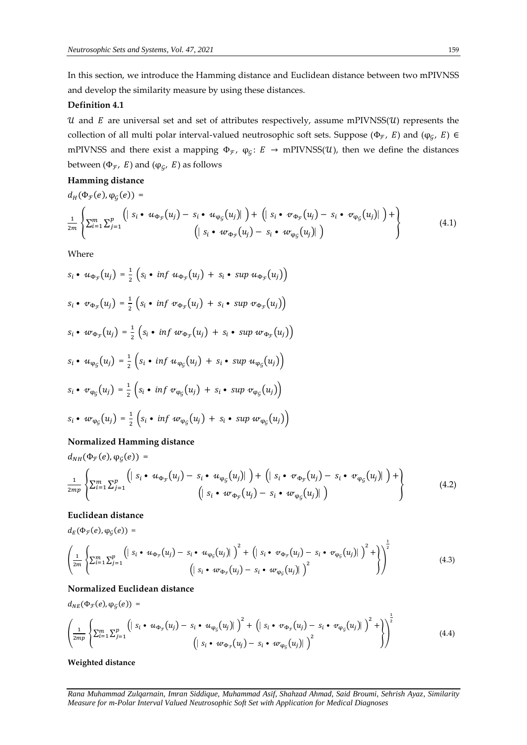In this section, we introduce the Hamming distance and Euclidean distance between two mPIVNSS and develop the similarity measure by using these distances.

**Definition 4.1**

$\mathcal{U}$ and $E$ are universal set and set of attributes respectively, assume mPIVNSS($\mathcal{U}$) represents the collection of all multi polar interval-valued neutrosophic soft sets. Suppose $(\Phi_{\mathcal{F}}, E)$ and $(\varphi_{\mathcal{G}}, E) \in$ mPIVNSS and there exist a mapping $\Phi_{\mathcal{F}}, \varphi_{\mathcal{G}}: E \rightarrow$ mPIVNSS($\mathcal{U}$), then we define the distances between $(\Phi_{\mathcal{F}}, E)$ and $(\varphi_{\mathcal{G}}, E)$ as follows

**Hamming distance**

$$d_H(\Phi_{\mathcal{F}}(e), \varphi_{\mathcal{G}}(e)) = \frac{1}{2m}\left\{\sum_{i=1}^{m}\sum_{j=1}^{p} \begin{matrix} \left(\left| s_i \bullet u_{\Phi_{\mathcal{F}}}(u_j) - s_i \bullet u_{\varphi_{\mathcal{G}}}(u_j)\right|\right) + \left(\left| s_i \bullet v_{\Phi_{\mathcal{F}}}(u_j) - s_i \bullet v_{\varphi_{\mathcal{G}}}(u_j)\right|\right) + \\ \left(\left| s_i \bullet w_{\Phi_{\mathcal{F}}}(u_j) - s_i \bullet w_{\varphi_{\mathcal{G}}}(u_j)\right|\right) \end{matrix}\right\} \tag{4.1}$$

Where

$$s_i \bullet u_{\Phi_{\mathcal{F}}}(u_j) = \frac{1}{2}\left(s_i \bullet \inf u_{\Phi_{\mathcal{F}}}(u_j) + s_i \bullet \sup u_{\Phi_{\mathcal{F}}}(u_j)\right)$$

$$s_i \bullet v_{\Phi_{\mathcal{F}}}(u_j) = \frac{1}{2}\left(s_i \bullet \inf v_{\Phi_{\mathcal{F}}}(u_j) + s_i \bullet \sup v_{\Phi_{\mathcal{F}}}(u_j)\right)$$

$$s_i \bullet w_{\Phi_{\mathcal{F}}}(u_j) = \frac{1}{2}\left(s_i \bullet \inf w_{\Phi_{\mathcal{F}}}(u_j) + s_i \bullet \sup w_{\Phi_{\mathcal{F}}}(u_j)\right)$$

$$s_i \bullet u_{\varphi_{\mathcal{G}}}(u_j) = \frac{1}{2}\left(s_i \bullet \inf u_{\varphi_{\mathcal{G}}}(u_j) + s_i \bullet \sup u_{\varphi_{\mathcal{G}}}(u_j)\right)$$

$$s_i \bullet v_{\varphi_{\mathcal{G}}}(u_j) = \frac{1}{2}\left(s_i \bullet \inf v_{\varphi_{\mathcal{G}}}(u_j) + s_i \bullet \sup v_{\varphi_{\mathcal{G}}}(u_j)\right)$$

$$s_i \bullet w_{\varphi_{\mathcal{G}}}(u_j) = \frac{1}{2}\left(s_i \bullet \inf w_{\varphi_{\mathcal{G}}}(u_j) + s_i \bullet \sup w_{\varphi_{\mathcal{G}}}(u_j)\right)$$

**Normalized Hamming distance**

$$d_{NH}(\Phi_{\mathcal{F}}(e), \varphi_{\mathcal{G}}(e)) = \frac{1}{2mp}\left\{\sum_{i=1}^{m}\sum_{j=1}^{p} \begin{matrix} \left(\left| s_i \bullet u_{\Phi_{\mathcal{F}}}(u_j) - s_i \bullet u_{\varphi_{\mathcal{G}}}(u_j)\right|\right) + \left(\left| s_i \bullet v_{\Phi_{\mathcal{F}}}(u_j) - s_i \bullet v_{\varphi_{\mathcal{G}}}(u_j)\right|\right) + \\ \left(\left| s_i \bullet w_{\Phi_{\mathcal{F}}}(u_j) - s_i \bullet w_{\varphi_{\mathcal{G}}}(u_j)\right|\right) \end{matrix}\right\} \tag{4.2}$$

**Euclidean distance**

$$d_E(\Phi_{\mathcal{F}}(e), \varphi_{\mathcal{G}}(e)) = \left(\frac{1}{2m}\left\{\sum_{i=1}^{m}\sum_{j=1}^{p} \begin{matrix} \left(\left| s_i \bullet u_{\Phi_{\mathcal{F}}}(u_j) - s_i \bullet u_{\varphi_{\mathcal{G}}}(u_j)\right|\right)^2 + \left(\left| s_i \bullet v_{\Phi_{\mathcal{F}}}(u_j) - s_i \bullet v_{\varphi_{\mathcal{G}}}(u_j)\right|\right)^2 + \\ \left(\left| s_i \bullet w_{\Phi_{\mathcal{F}}}(u_j) - s_i \bullet w_{\varphi_{\mathcal{G}}}(u_j)\right|\right)^2 \end{matrix}\right\}\right)^{\frac{1}{2}} \tag{4.3}$$

**Normalized Euclidean distance**

$$d_{NE}(\Phi_{\mathcal{F}}(e), \varphi_{\mathcal{G}}(e)) = \left(\frac{1}{2mp}\left\{\sum_{i=1}^{m}\sum_{j=1}^{p} \begin{matrix} \left(\left| s_i \bullet u_{\Phi_{\mathcal{F}}}(u_j) - s_i \bullet u_{\varphi_{\mathcal{G}}}(u_j)\right|\right)^2 + \left(\left| s_i \bullet v_{\Phi_{\mathcal{F}}}(u_j) - s_i \bullet v_{\varphi_{\mathcal{G}}}(u_j)\right|\right)^2 + \\ \left(\left| s_i \bullet w_{\Phi_{\mathcal{F}}}(u_j) - s_i \bullet w_{\varphi_{\mathcal{G}}}(u_j)\right|\right)^2 \end{matrix}\right\}\right)^{\frac{1}{2}} \tag{4.4}$$

**Weighted distance**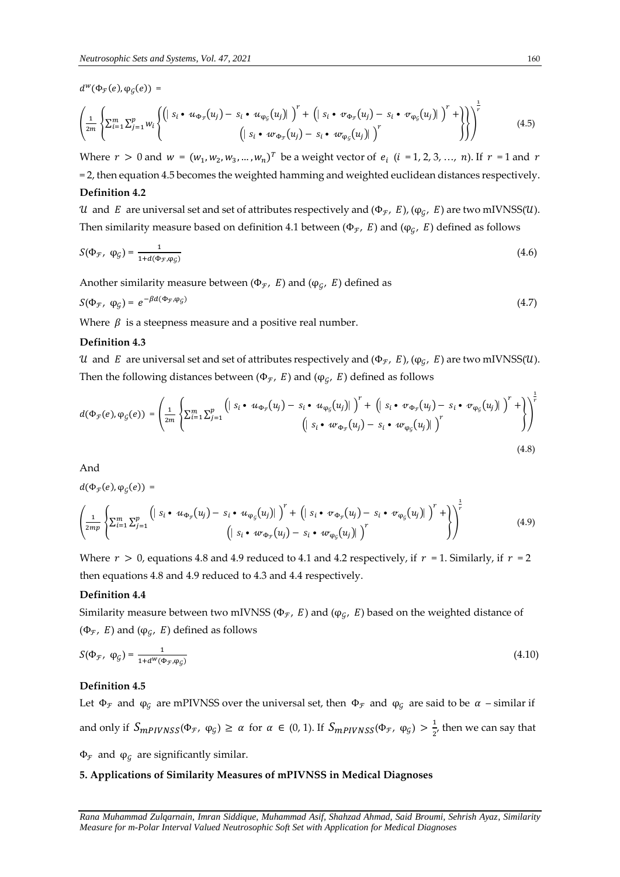$d^w(\Phi_{\mathcal{F}}(e), \varphi_{\mathcal{G}}(e))$ =

$$\left(\frac{1}{2m}\left\{\sum_{i=1}^{m}\sum_{j=1}^{p} w_i \left\{\begin{matrix}\left(\left| s_i \bullet u_{\Phi_{\mathcal{F}}}(u_j) - s_i \bullet u_{\varphi_{\mathcal{G}}}(u_j)\right|\right)^r + \left(\left| s_i \bullet v_{\Phi_{\mathcal{F}}}(u_j) - s_i \bullet v_{\varphi_{\mathcal{G}}}(u_j)\right|\right)^r + \\ \left(\left| s_i \bullet w_{\Phi_{\mathcal{F}}}(u_j) - s_i \bullet w_{\varphi_{\mathcal{G}}}(u_j)\right|\right)^r\end{matrix}\right\}\right\}\right)^{\frac{1}{r}} \tag{4.5}$$

Where $r > 0$ and $w = (w_1, w_2, w_3, \dots, w_n)^T$ be a weight vector of $e_i$ ($i$ = 1, 2, 3, …, $n$). If $r$ = 1 and $r$ = 2, then equation 4.5 becomes the weighted hamming and weighted euclidean distances respectively.

**Definition 4.2**

$\mathcal{U}$ and $E$ are universal set and set of attributes respectively and $(\Phi_{\mathcal{F}}, E)$, $(\varphi_{\mathcal{G}}, E)$ are two mIVNSS($\mathcal{U}$). Then similarity measure based on definition 4.1 between $(\Phi_{\mathcal{F}}, E)$ and $(\varphi_{\mathcal{G}}, E)$ defined as follows

$$S(\Phi_{\mathcal{F}}, \varphi_{\mathcal{G}}) = \frac{1}{1+d(\Phi_{\mathcal{F}}, \varphi_{\mathcal{G}})} \tag{4.6}$$

Another similarity measure between $(\Phi_{\mathcal{F}}, E)$ and $(\varphi_{\mathcal{G}}, E)$ defined as

$$S(\Phi_{\mathcal{F}}, \varphi_{\mathcal{G}}) = e^{-\beta d(\Phi_{\mathcal{F}}, \varphi_{\mathcal{G}})} \tag{4.7}$$

Where $\beta$ is a steepness measure and a positive real number.

**Definition 4.3**

$\mathcal{U}$ and $E$ are universal set and set of attributes respectively and $(\Phi_{\mathcal{F}}, E)$, $(\varphi_{\mathcal{G}}, E)$ are two mIVNSS($\mathcal{U}$). Then the following distances between $(\Phi_{\mathcal{F}}, E)$ and $(\varphi_{\mathcal{G}}, E)$ defined as follows

$$d(\Phi_{\mathcal{F}}(e), \varphi_{\mathcal{G}}(e)) = \left(\frac{1}{2m}\left\{\sum_{i=1}^{m}\sum_{j=1}^{p} \begin{matrix}\left(\left| s_i \bullet u_{\Phi_{\mathcal{F}}}(u_j) - s_i \bullet u_{\varphi_{\mathcal{G}}}(u_j)\right|\right)^r + \left(\left| s_i \bullet v_{\Phi_{\mathcal{F}}}(u_j) - s_i \bullet v_{\varphi_{\mathcal{G}}}(u_j)\right|\right)^r + \\ \left(\left| s_i \bullet w_{\Phi_{\mathcal{F}}}(u_j) - s_i \bullet w_{\varphi_{\mathcal{G}}}(u_j)\right|\right)^r\end{matrix}\right\}\right)^{\frac{1}{r}} \tag{4.8}$$

And

$d(\Phi_{\mathcal{F}}(e), \varphi_{\mathcal{G}}(e))$ =

$$\left(\frac{1}{2mp}\left\{\sum_{i=1}^{m}\sum_{j=1}^{p} \begin{matrix}\left(\left| s_i \bullet u_{\Phi_{\mathcal{F}}}(u_j) - s_i \bullet u_{\varphi_{\mathcal{G}}}(u_j)\right|\right)^r + \left(\left| s_i \bullet v_{\Phi_{\mathcal{F}}}(u_j) - s_i \bullet v_{\varphi_{\mathcal{G}}}(u_j)\right|\right)^r + \\ \left(\left| s_i \bullet w_{\Phi_{\mathcal{F}}}(u_j) - s_i \bullet w_{\varphi_{\mathcal{G}}}(u_j)\right|\right)^r\end{matrix}\right\}\right)^{\frac{1}{r}} \tag{4.9}$$

Where $r > 0$, equations 4.8 and 4.9 reduced to 4.1 and 4.2 respectively, if $r$ = 1. Similarly, if $r$ = 2 then equations 4.8 and 4.9 reduced to 4.3 and 4.4 respectively.

**Definition 4.4**

Similarity measure between two mIVNSS $(\Phi_{\mathcal{F}}, E)$ and $(\varphi_{\mathcal{G}}, E)$ based on the weighted distance of $(\Phi_{\mathcal{F}}, E)$ and $(\varphi_{\mathcal{G}}, E)$ defined as follows

$$S(\Phi_{\mathcal{F}}, \varphi_{\mathcal{G}}) = \frac{1}{1+d^w(\Phi_{\mathcal{F}}, \varphi_{\mathcal{G}})} \tag{4.10}$$

**Definition 4.5**

Let $\Phi_{\mathcal{F}}$ and $\varphi_{\mathcal{G}}$ are mPIVNSS over the universal set, then $\Phi_{\mathcal{F}}$ and $\varphi_{\mathcal{G}}$ are said to be $\alpha$ – similar if and only if $S_{mPIVNSS}(\Phi_{\mathcal{F}}, \varphi_{\mathcal{G}}) \geq \alpha$ for $\alpha \in (0, 1)$. If $S_{mPIVNSS}(\Phi_{\mathcal{F}}, \varphi_{\mathcal{G}}) > \frac{1}{2}$, then we can say that $\Phi_{\mathcal{F}}$ and $\varphi_{\mathcal{G}}$ are significantly similar.

## 5. Applications of Similarity Measures of mPIVNSS in Medical Diagnoses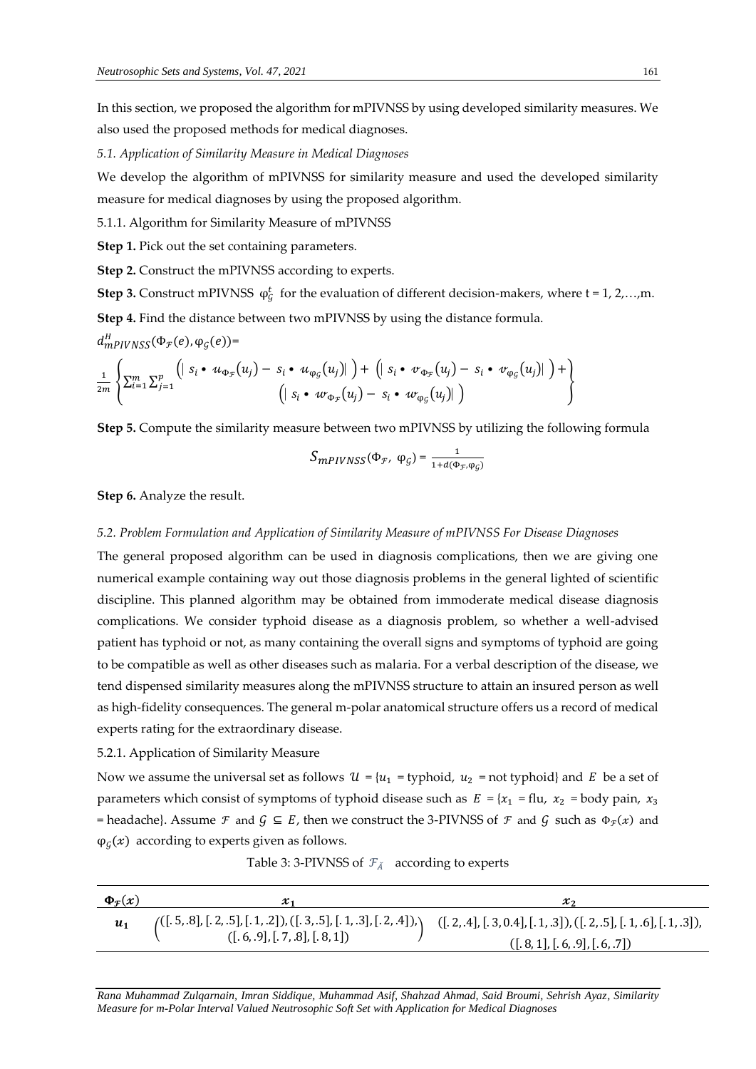In this section, we proposed the algorithm for mPIVNSS by using developed similarity measures. We also used the proposed methods for medical diagnoses.

*5.1. Application of Similarity Measure in Medical Diagnoses*

We develop the algorithm of mPIVNSS for similarity measure and used the developed similarity measure for medical diagnoses by using the proposed algorithm.

5.1.1. Algorithm for Similarity Measure of mPIVNSS

**Step 1.** Pick out the set containing parameters.

**Step 2.** Construct the mPIVNSS according to experts.

**Step 3.** Construct mPIVNSS $\varphi_{\mathcal{G}}^{t}$ for the evaluation of different decision-makers, where t = 1, 2,…,m.

**Step 4.** Find the distance between two mPIVNSS by using the distance formula.

$$d_{mPIVNSS}^{H}(\Phi_{\mathcal{F}}(e), \varphi_{\mathcal{G}}(e)) = \frac{1}{2m}\left\{\sum_{i=1}^{m}\sum_{j=1}^{p} \begin{array}{c}\left(\left| s_i \bullet u_{\Phi_{\mathcal{F}}}(u_j) - s_i \bullet u_{\varphi_{\mathcal{G}}}(u_j)\right|\right) + \left(\left| s_i \bullet v_{\Phi_{\mathcal{F}}}(u_j) - s_i \bullet v_{\varphi_{\mathcal{G}}}(u_j)\right|\right) + \\ \left(\left| s_i \bullet w_{\Phi_{\mathcal{F}}}(u_j) - s_i \bullet w_{\varphi_{\mathcal{G}}}(u_j)\right|\right)\end{array}\right\}$$

**Step 5.** Compute the similarity measure between two mPIVNSS by utilizing the following formula

$$S_{mPIVNSS}(\Phi_{\mathcal{F}}, \varphi_{\mathcal{G}}) = \frac{1}{1+d(\Phi_{\mathcal{F}}, \varphi_{\mathcal{G}})}$$

**Step 6.** Analyze the result.

*5.2. Problem Formulation and Application of Similarity Measure of mPIVNSS For Disease Diagnoses*

The general proposed algorithm can be used in diagnosis complications, then we are giving one numerical example containing way out those diagnosis problems in the general lighted of scientific discipline. This planned algorithm may be obtained from immoderate medical disease diagnosis complications. We consider typhoid disease as a diagnosis problem, so whether a well-advised patient has typhoid or not, as many containing the overall signs and symptoms of typhoid are going to be compatible as well as other diseases such as malaria. For a verbal description of the disease, we tend dispensed similarity measures along the mPIVNSS structure to attain an insured person as well as high-fidelity consequences. The general m-polar anatomical structure offers us a record of medical experts rating for the extraordinary disease.

5.2.1. Application of Similarity Measure

Now we assume the universal set as follows $\mathcal{U} = \{u_1$ = typhoid, $u_2$ = not typhoid$\}$ and $E$ be a set of parameters which consist of symptoms of typhoid disease such as $E = \{x_1$ = flu, $x_2$ = body pain, $x_3$ = headache$\}$. Assume $\mathcal{F}$ and $\mathcal{G} \subseteq E$, then we construct the 3-PIVNSS of $\mathcal{F}$ and $\mathcal{G}$ such as $\Phi_{\mathcal{F}}(x)$ and $\varphi_{\mathcal{G}}(x)$ according to experts given as follows.

Table 3: 3-PIVNSS of $\mathcal{F}_{\tilde{A}}$ according to experts

| $\Phi_{\mathcal{F}}(x)$ | $x_1$ | $x_2$ |
|---|---|---|
| $u_1$ | $\left(\begin{array}{c}([.5,.8],[.2,.5],[.1,.2]),([.3,.5],[.1,.3],[.2,.4]),\\ ([.6,.9],[.7,.8],[.8,1])\end{array}\right)$ | $([.2,.4],[.3,0.4],[.1,.3]),([.2,.5],[.1,.6],[.1,.3]),$ $([.8,1],[.6,.9],[.6,.7])$ |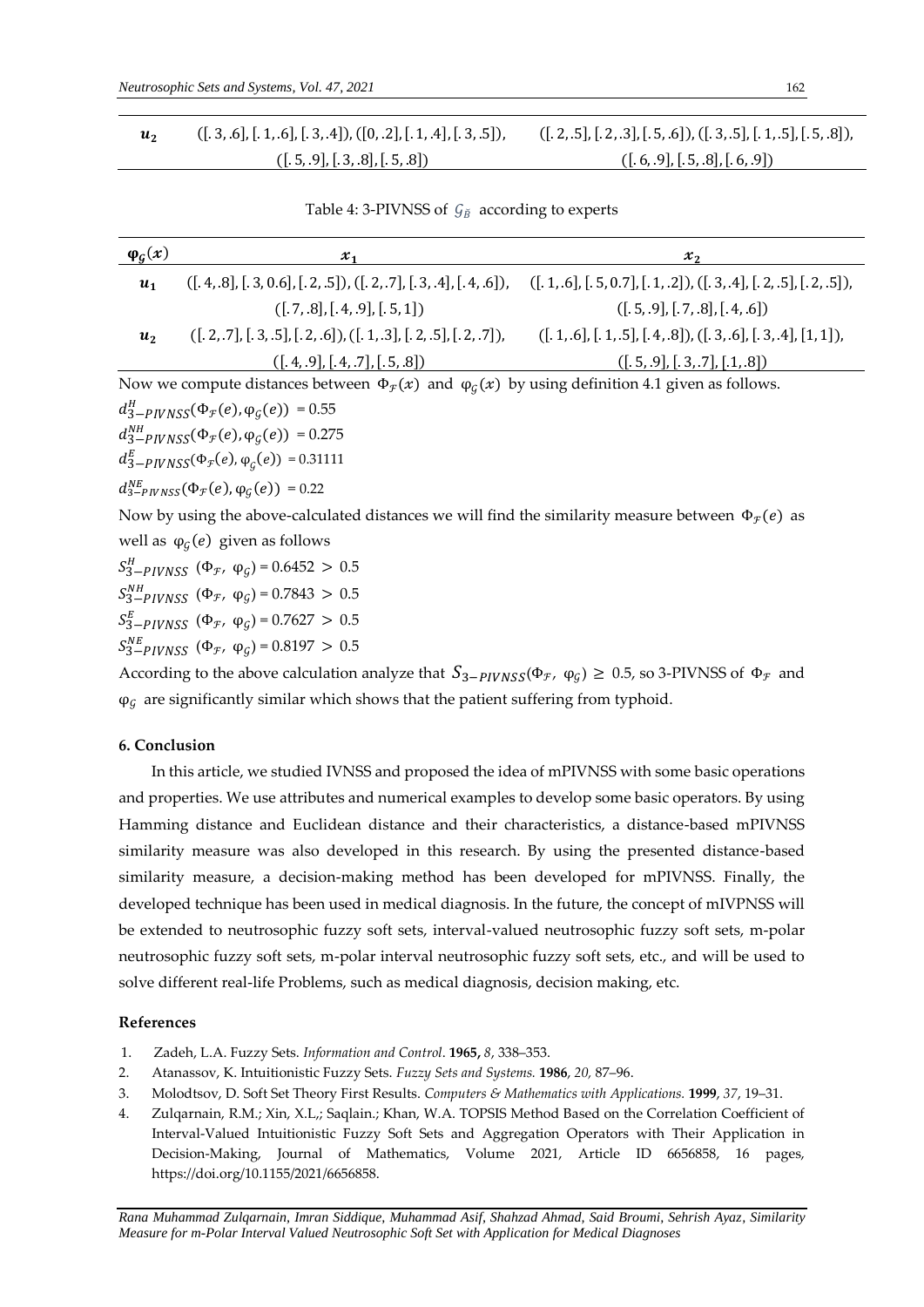| | | |
|---|---|---|
| $u_2$ | $([.3,.6],[.1,.6],[.3,.4]),([0,.2],[.1,.4],[.3,.5]),$ $([.5,.9],[.3,.8],[.5,.8])$ | $([.2,.5],[.2,.3],[.5,.6]),([.3,.5],[.1,.5],[.5,.8]),$ $([.6,.9],[.5,.8],[.6,.9])$ |

Table 4: 3-PIVNSS of $\mathcal{G}_{\ddot{B}}$ according to experts

| $\varphi_{\mathcal{G}}(x)$ | $x_1$ | $x_2$ |
|---|---|---|
| $u_1$ | $([.4,.8],[.3,0.6],[.2,.5]),([.2,.7],[.3,.4],[.4,.6]),$ $([.7,.8],[.4,.9],[.5,1])$ | $([.1,.6],[.5,0.7],[.1,.2]),([.3,.4],[.2,.5],[.2,.5]),$ $([.5,.9],[.7,.8],[.4,.6])$ |
| $u_2$ | $([.2,.7],[.3,.5],[.2,.6]),([.1,.3],[.2,.5],[.2,.7]),$ $([.4,.9],[.4,.7],[.5,.8])$ | $([.1,.6],[.1,.5],[.4,.8]),([.3,.6],[.3,.4],[1,1]),$ $([.5,.9],[.3,.7],[.1,.8])$ |

Now we compute distances between $\Phi_{\mathcal{F}}(x)$ and $\varphi_{\mathcal{G}}(x)$ by using definition 4.1 given as follows.

$d^{H}_{3-PIVNSS}(\Phi_{\mathcal{F}}(e), \varphi_{\mathcal{G}}(e)) = 0.55$

$d^{NH}_{3-PIVNSS}(\Phi_{\mathcal{F}}(e), \varphi_{\mathcal{G}}(e)) = 0.275$

$d^{E}_{3-PIVNSS}(\Phi_{\mathcal{F}}(e), \varphi_{\mathcal{G}}(e)) = 0.31111$

$d^{NE}_{3-PIVNSS}(\Phi_{\mathcal{F}}(e), \varphi_{\mathcal{G}}(e)) = 0.22$

Now by using the above-calculated distances we will find the similarity measure between $\Phi_{\mathcal{F}}(e)$ as well as $\varphi_{\mathcal{G}}(e)$ given as follows

$S^{H}_{3-PIVNSS}(\Phi_{\mathcal{F}}, \varphi_{\mathcal{G}}) = 0.6452 > 0.5$

$S^{NH}_{3-PIVNSS}(\Phi_{\mathcal{F}}, \varphi_{\mathcal{G}}) = 0.7843 > 0.5$

$S^{E}_{3-PIVNSS}(\Phi_{\mathcal{F}}, \varphi_{\mathcal{G}}) = 0.7627 > 0.5$

$S^{NE}_{3-PIVNSS}(\Phi_{\mathcal{F}}, \varphi_{\mathcal{G}}) = 0.8197 > 0.5$

According to the above calculation analyze that $S_{3-PIVNSS}(\Phi_{\mathcal{F}}, \varphi_{\mathcal{G}}) \geq 0.5$, so 3-PIVNSS of $\Phi_{\mathcal{F}}$ and $\varphi_{\mathcal{G}}$ are significantly similar which shows that the patient suffering from typhoid.

## 6. Conclusion

In this article, we studied IVNSS and proposed the idea of mPIVNSS with some basic operations and properties. We use attributes and numerical examples to develop some basic operators. By using Hamming distance and Euclidean distance and their characteristics, a distance-based mPIVNSS similarity measure was also developed in this research. By using the presented distance-based similarity measure, a decision-making method has been developed for mPIVNSS. Finally, the developed technique has been used in medical diagnosis. In the future, the concept of mIVPNSS will be extended to neutrosophic fuzzy soft sets, interval-valued neutrosophic fuzzy soft sets, m-polar neutrosophic fuzzy soft sets, m-polar interval neutrosophic fuzzy soft sets, etc., and will be used to solve different real-life Problems, such as medical diagnosis, decision making, etc.

## References

1. Zadeh, L.A. Fuzzy Sets. *Information and Control*. **1965,** *8*, 338–353.
2. Atanassov, K. Intuitionistic Fuzzy Sets. *Fuzzy Sets and Systems.* **1986**, *20,* 87–96.
3. Molodtsov, D. Soft Set Theory First Results. *Computers & Mathematics with Applications.* **1999**, *37*, 19–31.
4. Zulqarnain, R.M.; Xin, X.L,; Saqlain.; Khan, W.A. TOPSIS Method Based on the Correlation Coefficient of Interval-Valued Intuitionistic Fuzzy Soft Sets and Aggregation Operators with Their Application in Decision-Making, Journal of Mathematics, Volume 2021, Article ID 6656858, 16 pages, https://doi.org/10.1155/2021/6656858.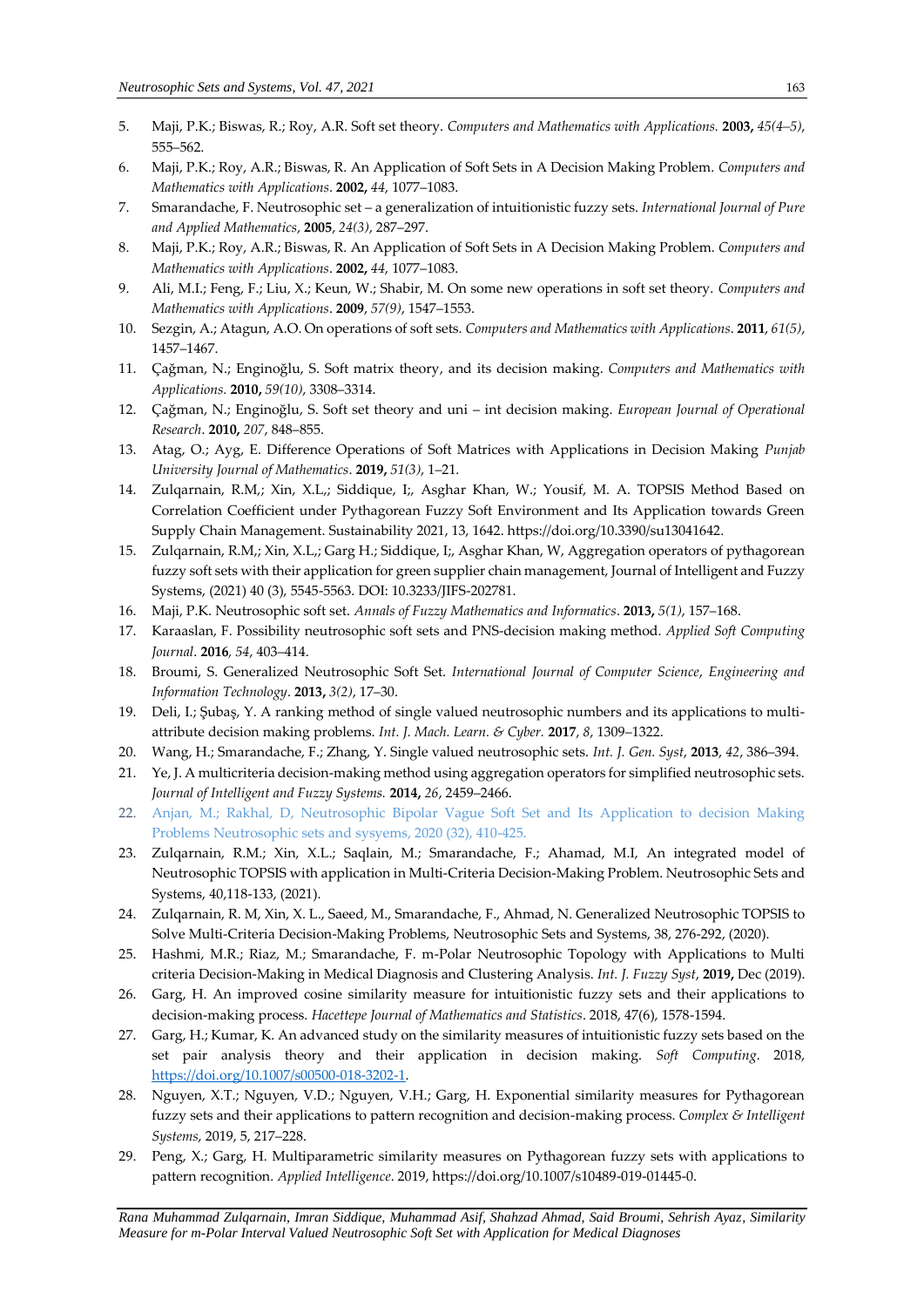5. Maji, P.K.; Biswas, R.; Roy, A.R. Soft set theory. *Computers and Mathematics with Applications.* **2003,** *45(4–5)*, 555–562.
6. Maji, P.K.; Roy, A.R.; Biswas, R. An Application of Soft Sets in A Decision Making Problem. *Computers and Mathematics with Applications*. **2002,** *44*, 1077–1083.
7. Smarandache, F. Neutrosophic set – a generalization of intuitionistic fuzzy sets. *International Journal of Pure and Applied Mathematics*, **2005**, *24(3)*, 287–297.
8. Maji, P.K.; Roy, A.R.; Biswas, R. An Application of Soft Sets in A Decision Making Problem. *Computers and Mathematics with Applications*. **2002,** *44*, 1077–1083.
9. Ali, M.I.; Feng, F.; Liu, X.; Keun, W.; Shabir, M. On some new operations in soft set theory. *Computers and Mathematics with Applications*. **2009**, *57(9)*, 1547–1553.
10. Sezgin, A.; Atagun, A.O. On operations of soft sets. *Computers and Mathematics with Applications*. **2011**, *61(5)*, 1457–1467.
11. Çağman, N.; Enginoğlu, S. Soft matrix theory, and its decision making. *Computers and Mathematics with Applications.* **2010,** *59(10)*, 3308–3314.
12. Çağman, N.; Enginoğlu, S. Soft set theory and uni – int decision making. *European Journal of Operational Research*. **2010,** *207*, 848–855.
13. Atag, O.; Ayg, E. Difference Operations of Soft Matrices with Applications in Decision Making *Punjab University Journal of Mathematics*. **2019,** *51(3)*, 1–21.
14. Zulqarnain, R.M,; Xin, X.L,; Siddique, I;, Asghar Khan, W.; Yousif, M. A. TOPSIS Method Based on Correlation Coefficient under Pythagorean Fuzzy Soft Environment and Its Application towards Green Supply Chain Management. Sustainability 2021, 13, 1642. https://doi.org/10.3390/su13041642.
15. Zulqarnain, R.M,; Xin, X.L,; Garg H.; Siddique, I;, Asghar Khan, W, Aggregation operators of pythagorean fuzzy soft sets with their application for green supplier chain management, Journal of Intelligent and Fuzzy Systems, (2021) 40 (3), 5545-5563. DOI: 10.3233/JIFS-202781.
16. Maji, P.K. Neutrosophic soft set. *Annals of Fuzzy Mathematics and Informatics*. **2013,** *5(1)*, 157–168.
17. Karaaslan, F. Possibility neutrosophic soft sets and PNS-decision making method. *Applied Soft Computing Journal*. **2016**, *54*, 403–414.
18. Broumi, S. Generalized Neutrosophic Soft Set. *International Journal of Computer Science*, *Engineering and Information Technology*. **2013,** *3(2)*, 17–30.
19. Deli, I.; Şubaş, Y. A ranking method of single valued neutrosophic numbers and its applications to multi-attribute decision making problems. *Int. J. Mach. Learn. & Cyber.* **2017**, *8*, 1309–1322.
20. Wang, H.; Smarandache, F.; Zhang, Y. Single valued neutrosophic sets. *Int. J. Gen. Syst*, **2013**, *42*, 386–394.
21. Ye, J. A multicriteria decision-making method using aggregation operators for simplified neutrosophic sets. *Journal of Intelligent and Fuzzy Systems.* **2014,** *26*, 2459–2466.
22. Anjan, M.; Rakhal, D, Neutrosophic Bipolar Vague Soft Set and Its Application to decision Making Problems Neutrosophic sets and sysyems, 2020 (32), 410-425.
23. Zulqarnain, R.M.; Xin, X.L.; Saqlain, M.; Smarandache, F.; Ahamad, M.I, An integrated model of Neutrosophic TOPSIS with application in Multi-Criteria Decision-Making Problem. Neutrosophic Sets and Systems, 40,118-133, (2021).
24. Zulqarnain, R. M, Xin, X. L., Saeed, M., Smarandache, F., Ahmad, N. Generalized Neutrosophic TOPSIS to Solve Multi-Criteria Decision-Making Problems, Neutrosophic Sets and Systems, 38, 276-292, (2020).
25. Hashmi, M.R.; Riaz, M.; Smarandache, F. m-Polar Neutrosophic Topology with Applications to Multi criteria Decision-Making in Medical Diagnosis and Clustering Analysis. *Int. J. Fuzzy Syst*, **2019,** Dec (2019).
26. Garg, H. An improved cosine similarity measure for intuitionistic fuzzy sets and their applications to decision-making process. *Hacettepe Journal of Mathematics and Statistics*. 2018, 47(6), 1578-1594.
27. Garg, H.; Kumar, K. An advanced study on the similarity measures of intuitionistic fuzzy sets based on the set pair analysis theory and their application in decision making. *Soft Computing*. 2018, https://doi.org/10.1007/s00500-018-3202-1.
28. Nguyen, X.T.; Nguyen, V.D.; Nguyen, V.H.; Garg, H. Exponential similarity measures for Pythagorean fuzzy sets and their applications to pattern recognition and decision-making process. *Complex & Intelligent Systems*, 2019, 5, 217–228.
29. Peng, X.; Garg, H. Multiparametric similarity measures on Pythagorean fuzzy sets with applications to pattern recognition. *Applied Intelligence*. 2019, https://doi.org/10.1007/s10489-019-01445-0.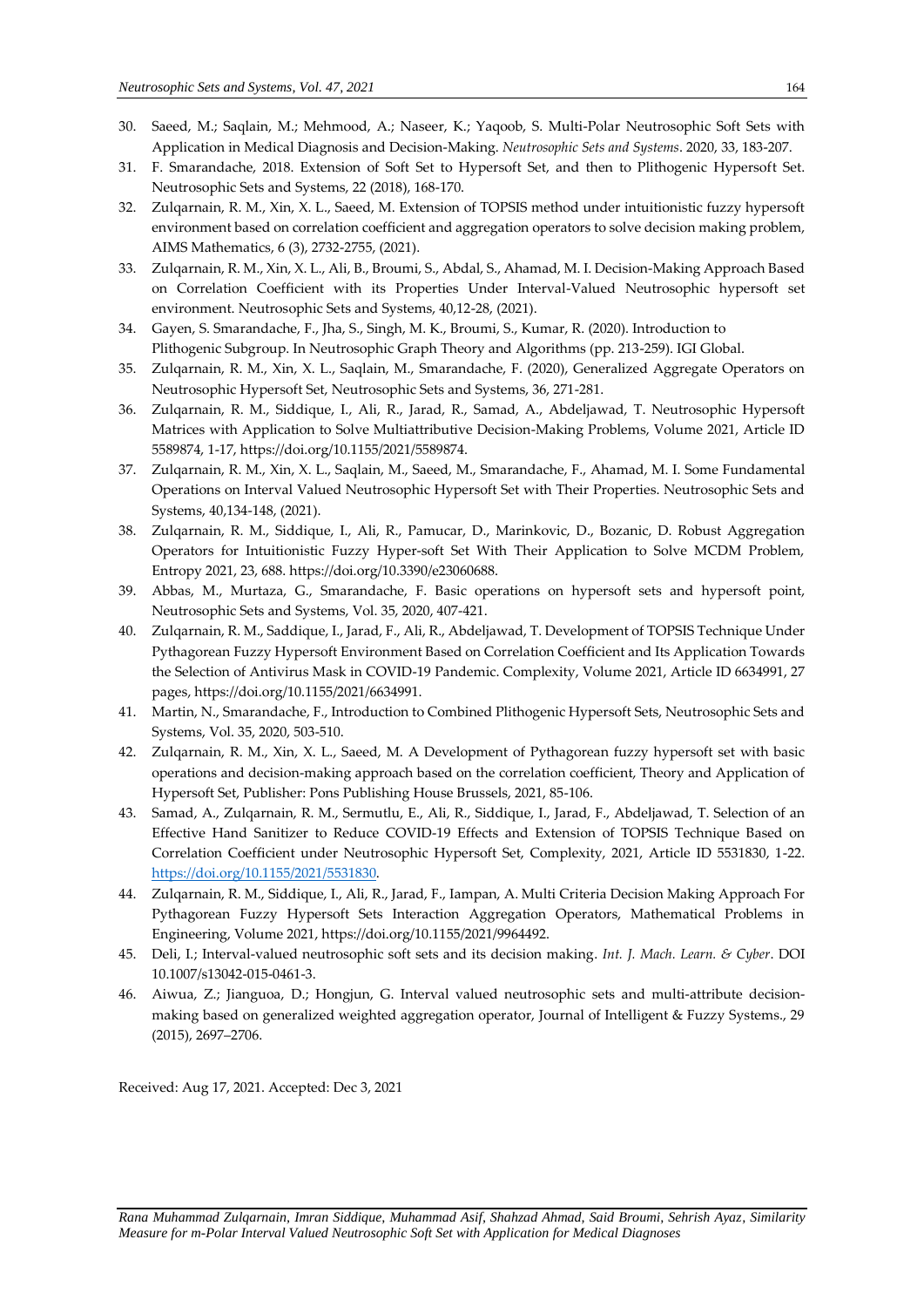30. Saeed, M.; Saqlain, M.; Mehmood, A.; Naseer, K.; Yaqoob, S. Multi-Polar Neutrosophic Soft Sets with Application in Medical Diagnosis and Decision-Making. *Neutrosophic Sets and Systems*. 2020, 33, 183-207.
31. F. Smarandache, 2018. Extension of Soft Set to Hypersoft Set, and then to Plithogenic Hypersoft Set. Neutrosophic Sets and Systems, 22 (2018), 168-170.
32. Zulqarnain, R. M., Xin, X. L., Saeed, M. Extension of TOPSIS method under intuitionistic fuzzy hypersoft environment based on correlation coefficient and aggregation operators to solve decision making problem, AIMS Mathematics, 6 (3), 2732-2755, (2021).
33. Zulqarnain, R. M., Xin, X. L., Ali, B., Broumi, S., Abdal, S., Ahamad, M. I. Decision-Making Approach Based on Correlation Coefficient with its Properties Under Interval-Valued Neutrosophic hypersoft set environment. Neutrosophic Sets and Systems, 40,12-28, (2021).
34. Gayen, S. Smarandache, F., Jha, S., Singh, M. K., Broumi, S., Kumar, R. (2020). Introduction to Plithogenic Subgroup. In Neutrosophic Graph Theory and Algorithms (pp. 213-259). IGI Global.
35. Zulqarnain, R. M., Xin, X. L., Saqlain, M., Smarandache, F. (2020), Generalized Aggregate Operators on Neutrosophic Hypersoft Set, Neutrosophic Sets and Systems, 36, 271-281.
36. Zulqarnain, R. M., Siddique, I., Ali, R., Jarad, R., Samad, A., Abdeljawad, T. Neutrosophic Hypersoft Matrices with Application to Solve Multiattributive Decision-Making Problems, Volume 2021, Article ID 5589874, 1-17, https://doi.org/10.1155/2021/5589874.
37. Zulqarnain, R. M., Xin, X. L., Saqlain, M., Saeed, M., Smarandache, F., Ahamad, M. I. Some Fundamental Operations on Interval Valued Neutrosophic Hypersoft Set with Their Properties. Neutrosophic Sets and Systems, 40,134-148, (2021).
38. Zulqarnain, R. M., Siddique, I., Ali, R., Pamucar, D., Marinkovic, D., Bozanic, D. Robust Aggregation Operators for Intuitionistic Fuzzy Hyper-soft Set With Their Application to Solve MCDM Problem, Entropy 2021, 23, 688. https://doi.org/10.3390/e23060688.
39. Abbas, M., Murtaza, G., Smarandache, F. Basic operations on hypersoft sets and hypersoft point, Neutrosophic Sets and Systems, Vol. 35, 2020, 407-421.
40. Zulqarnain, R. M., Saddique, I., Jarad, F., Ali, R., Abdeljawad, T. Development of TOPSIS Technique Under Pythagorean Fuzzy Hypersoft Environment Based on Correlation Coefficient and Its Application Towards the Selection of Antivirus Mask in COVID-19 Pandemic. Complexity, Volume 2021, Article ID 6634991, 27 pages, https://doi.org/10.1155/2021/6634991.
41. Martin, N., Smarandache, F., Introduction to Combined Plithogenic Hypersoft Sets, Neutrosophic Sets and Systems, Vol. 35, 2020, 503-510.
42. Zulqarnain, R. M., Xin, X. L., Saeed, M. A Development of Pythagorean fuzzy hypersoft set with basic operations and decision-making approach based on the correlation coefficient, Theory and Application of Hypersoft Set, Publisher: Pons Publishing House Brussels, 2021, 85-106.
43. Samad, A., Zulqarnain, R. M., Sermutlu, E., Ali, R., Siddique, I., Jarad, F., Abdeljawad, T. Selection of an Effective Hand Sanitizer to Reduce COVID-19 Effects and Extension of TOPSIS Technique Based on Correlation Coefficient under Neutrosophic Hypersoft Set, Complexity, 2021, Article ID 5531830, 1-22. https://doi.org/10.1155/2021/5531830.
44. Zulqarnain, R. M., Siddique, I., Ali, R., Jarad, F., Iampan, A. Multi Criteria Decision Making Approach For Pythagorean Fuzzy Hypersoft Sets Interaction Aggregation Operators, Mathematical Problems in Engineering, Volume 2021, https://doi.org/10.1155/2021/9964492.
45. Deli, I.; Interval-valued neutrosophic soft sets and its decision making. *Int. J. Mach. Learn. & Cyber*. DOI 10.1007/s13042-015-0461-3.
46. Aiwua, Z.; Jianguoa, D.; Hongjun, G. Interval valued neutrosophic sets and multi-attribute decision-making based on generalized weighted aggregation operator, Journal of Intelligent & Fuzzy Systems., 29 (2015), 2697–2706.

Received: Aug 17, 2021. Accepted: Dec 3, 2021